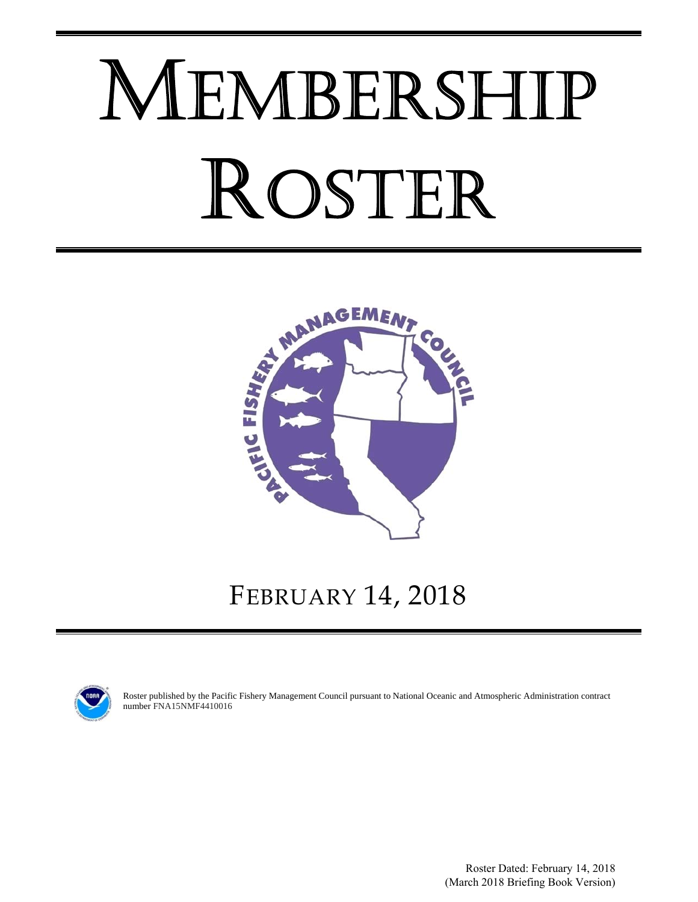# MEMBERSHIP ROSTER

## FEBRUARY 14, 2018

Roster published by the Pacific Fishery Management Council pursuant to National Oceanic and Atmospheric Administration contract number FNA15NMF4410016

Roster Dated: February 14, 2018
(March 2018 Briefing Book Version)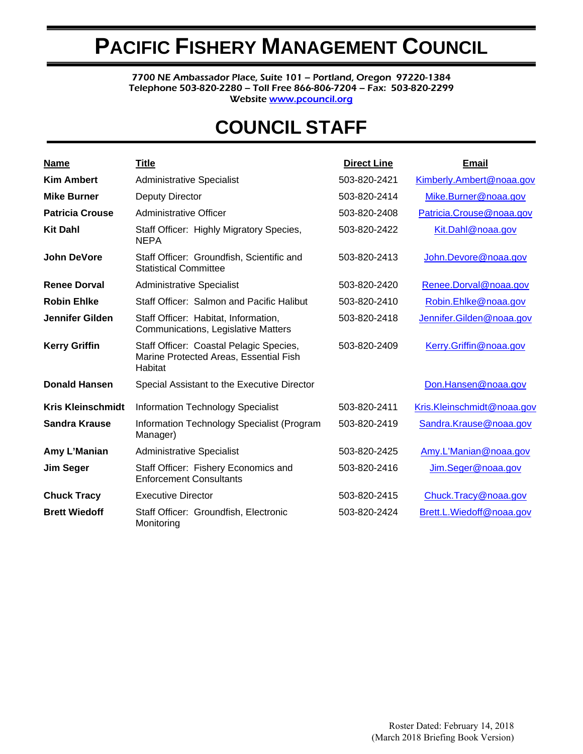# PACIFIC FISHERY MANAGEMENT COUNCIL

7700 NE Ambassador Place, Suite 101 – Portland, Oregon 97220-1384
Telephone 503-820-2280 – Toll Free 866-806-7204 – Fax: 503-820-2299
Website www.pcouncil.org

## COUNCIL STAFF

| Name | Title | Direct Line | Email |
|---|---|---|---|
| **Kim Ambert** | Administrative Specialist | 503-820-2421 | Kimberly.Ambert@noaa.gov |
| **Mike Burner** | Deputy Director | 503-820-2414 | Mike.Burner@noaa.gov |
| **Patricia Crouse** | Administrative Officer | 503-820-2408 | Patricia.Crouse@noaa.gov |
| **Kit Dahl** | Staff Officer: Highly Migratory Species, NEPA | 503-820-2422 | Kit.Dahl@noaa.gov |
| **John DeVore** | Staff Officer: Groundfish, Scientific and Statistical Committee | 503-820-2413 | John.Devore@noaa.gov |
| **Renee Dorval** | Administrative Specialist | 503-820-2420 | Renee.Dorval@noaa.gov |
| **Robin Ehlke** | Staff Officer: Salmon and Pacific Halibut | 503-820-2410 | Robin.Ehlke@noaa.gov |
| **Jennifer Gilden** | Staff Officer: Habitat, Information, Communications, Legislative Matters | 503-820-2418 | Jennifer.Gilden@noaa.gov |
| **Kerry Griffin** | Staff Officer: Coastal Pelagic Species, Marine Protected Areas, Essential Fish Habitat | 503-820-2409 | Kerry.Griffin@noaa.gov |
| **Donald Hansen** | Special Assistant to the Executive Director | | Don.Hansen@noaa.gov |
| **Kris Kleinschmidt** | Information Technology Specialist | 503-820-2411 | Kris.Kleinschmidt@noaa.gov |
| **Sandra Krause** | Information Technology Specialist (Program Manager) | 503-820-2419 | Sandra.Krause@noaa.gov |
| **Amy L'Manian** | Administrative Specialist | 503-820-2425 | Amy.L'Manian@noaa.gov |
| **Jim Seger** | Staff Officer: Fishery Economics and Enforcement Consultants | 503-820-2416 | Jim.Seger@noaa.gov |
| **Chuck Tracy** | Executive Director | 503-820-2415 | Chuck.Tracy@noaa.gov |
| **Brett Wiedoff** | Staff Officer: Groundfish, Electronic Monitoring | 503-820-2424 | Brett.L.Wiedoff@noaa.gov |

Roster Dated: February 14, 2018
(March 2018 Briefing Book Version)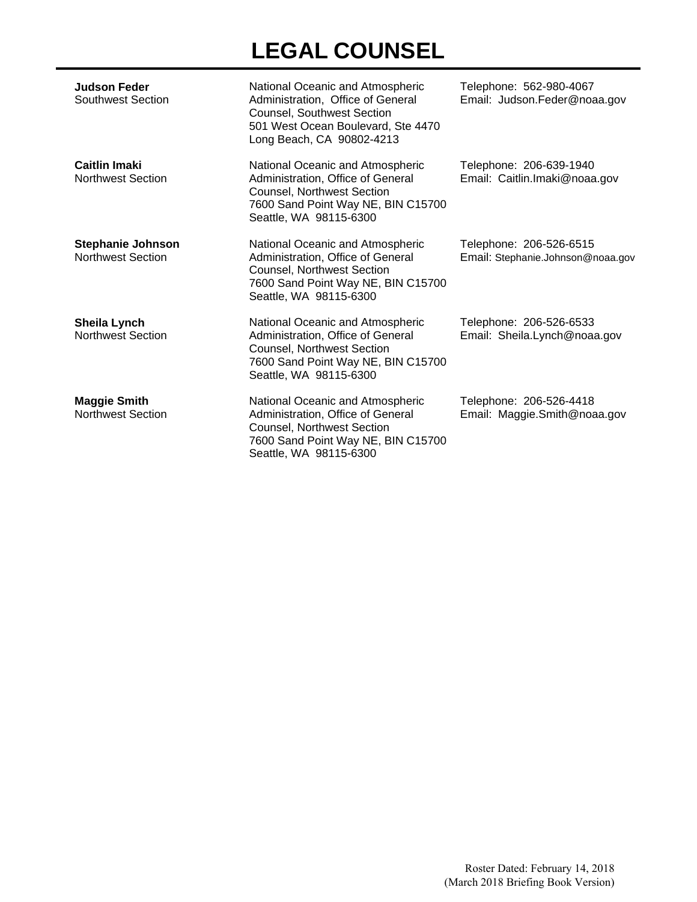# LEGAL COUNSEL

| Name | Address | Contact |
|---|---|---|
| **Judson Feder**<br>Southwest Section | National Oceanic and Atmospheric Administration, Office of General Counsel, Southwest Section<br>501 West Ocean Boulevard, Ste 4470<br>Long Beach, CA 90802-4213 | Telephone: 562-980-4067<br>Email: Judson.Feder@noaa.gov |
| **Caitlin Imaki**<br>Northwest Section | National Oceanic and Atmospheric Administration, Office of General Counsel, Northwest Section<br>7600 Sand Point Way NE, BIN C15700<br>Seattle, WA 98115-6300 | Telephone: 206-639-1940<br>Email: Caitlin.Imaki@noaa.gov |
| **Stephanie Johnson**<br>Northwest Section | National Oceanic and Atmospheric Administration, Office of General Counsel, Northwest Section<br>7600 Sand Point Way NE, BIN C15700<br>Seattle, WA 98115-6300 | Telephone: 206-526-6515<br>Email: Stephanie.Johnson@noaa.gov |
| **Sheila Lynch**<br>Northwest Section | National Oceanic and Atmospheric Administration, Office of General Counsel, Northwest Section<br>7600 Sand Point Way NE, BIN C15700<br>Seattle, WA 98115-6300 | Telephone: 206-526-6533<br>Email: Sheila.Lynch@noaa.gov |
| **Maggie Smith**<br>Northwest Section | National Oceanic and Atmospheric Administration, Office of General Counsel, Northwest Section<br>7600 Sand Point Way NE, BIN C15700<br>Seattle, WA 98115-6300 | Telephone: 206-526-4418<br>Email: Maggie.Smith@noaa.gov |

Roster Dated: February 14, 2018
(March 2018 Briefing Book Version)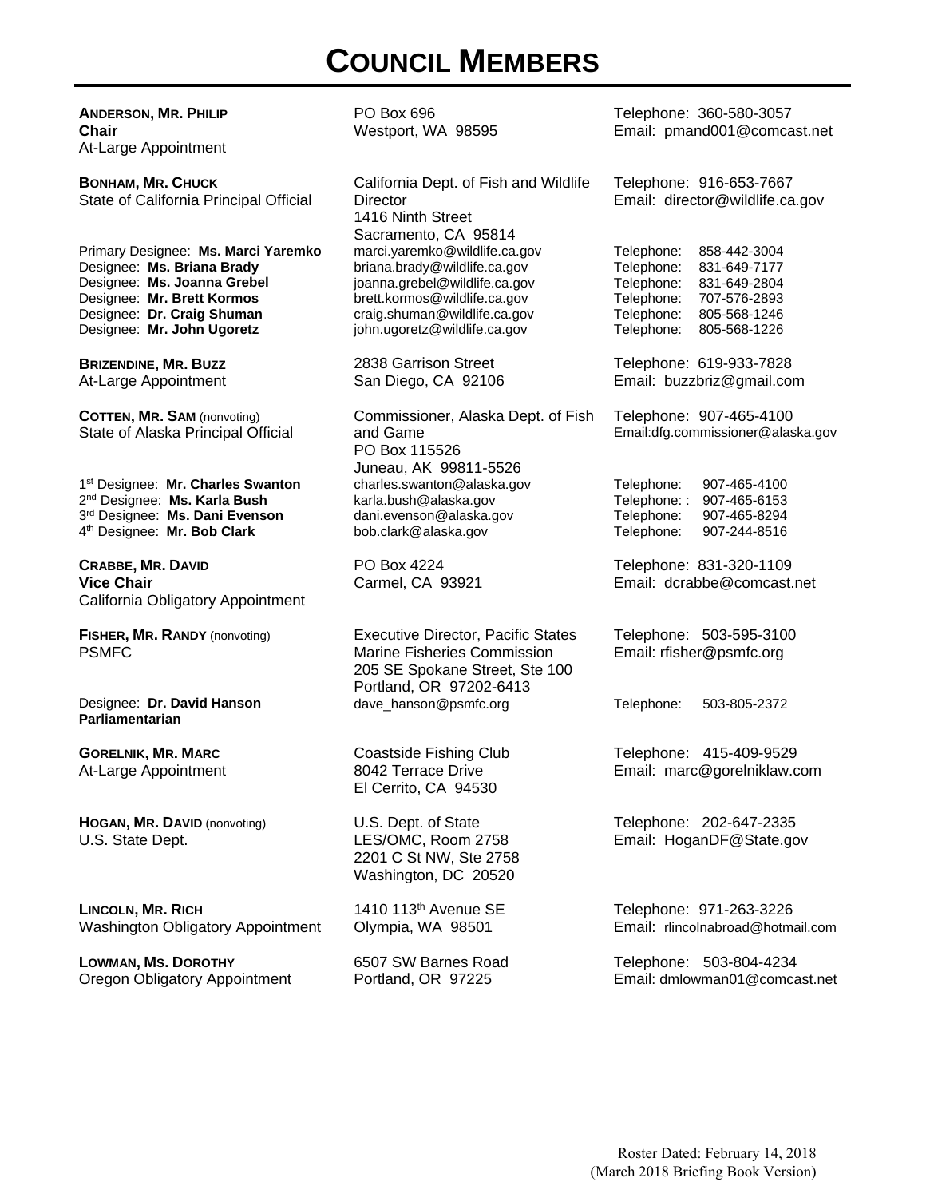# COUNCIL MEMBERS

| | | |
|---|---|---|
| **ANDERSON, MR. PHILIP**<br>**Chair**<br>At-Large Appointment | PO Box 696<br>Westport, WA 98595 | Telephone: 360-580-3057<br>Email: pmand001@comcast.net |
| **BONHAM, MR. CHUCK**<br>State of California Principal Official | California Dept. of Fish and Wildlife Director<br>1416 Ninth Street<br>Sacramento, CA 95814 | Telephone: 916-653-7667<br>Email: director@wildlife.ca.gov |
| Primary Designee: **Ms. Marci Yaremko** | marci.yaremko@wildlife.ca.gov | Telephone: 858-442-3004 |
| Designee: **Ms. Briana Brady** | briana.brady@wildlife.ca.gov | Telephone: 831-649-7177 |
| Designee: **Ms. Joanna Grebel** | joanna.grebel@wildlife.ca.gov | Telephone: 831-649-2804 |
| Designee: **Mr. Brett Kormos** | brett.kormos@wildlife.ca.gov | Telephone: 707-576-2893 |
| Designee: **Dr. Craig Shuman** | craig.shuman@wildlife.ca.gov | Telephone: 805-568-1246 |
| Designee: **Mr. John Ugoretz** | john.ugoretz@wildlife.ca.gov | Telephone: 805-568-1226 |
| **BRIZENDINE, MR. BUZZ**<br>At-Large Appointment | 2838 Garrison Street<br>San Diego, CA 92106 | Telephone: 619-933-7828<br>Email: buzzbriz@gmail.com |
| **COTTEN, MR. SAM** (nonvoting)<br>State of Alaska Principal Official | Commissioner, Alaska Dept. of Fish and Game<br>PO Box 115526<br>Juneau, AK 99811-5526 | Telephone: 907-465-4100<br>Email:dfg.commissioner@alaska.gov |
| 1st Designee: **Mr. Charles Swanton** | charles.swanton@alaska.gov | Telephone: 907-465-4100 |
| 2nd Designee: **Ms. Karla Bush** | karla.bush@alaska.gov | Telephone: : 907-465-6153 |
| 3rd Designee: **Ms. Dani Evenson** | dani.evenson@alaska.gov | Telephone: 907-465-8294 |
| 4th Designee: **Mr. Bob Clark** | bob.clark@alaska.gov | Telephone: 907-244-8516 |
| **CRABBE, MR. DAVID**<br>**Vice Chair**<br>California Obligatory Appointment | PO Box 4224<br>Carmel, CA 93921 | Telephone: 831-320-1109<br>Email: dcrabbe@comcast.net |
| **FISHER, MR. RANDY** (nonvoting)<br>PSMFC | Executive Director, Pacific States Marine Fisheries Commission<br>205 SE Spokane Street, Ste 100<br>Portland, OR 97202-6413 | Telephone: 503-595-3100<br>Email: rfisher@psmfc.org |
| Designee: **Dr. David Hanson**<br>**Parliamentarian** | dave_hanson@psmfc.org | Telephone: 503-805-2372 |
| **GORELNIK, MR. MARC**<br>At-Large Appointment | Coastside Fishing Club<br>8042 Terrace Drive<br>El Cerrito, CA 94530 | Telephone: 415-409-9529<br>Email: marc@gorelniklaw.com |
| **HOGAN, MR. DAVID** (nonvoting)<br>U.S. State Dept. | U.S. Dept. of State<br>LES/OMC, Room 2758<br>2201 C St NW, Ste 2758<br>Washington, DC 20520 | Telephone: 202-647-2335<br>Email: HoganDF@State.gov |
| **LINCOLN, MR. RICH**<br>Washington Obligatory Appointment | 1410 113th Avenue SE<br>Olympia, WA 98501 | Telephone: 971-263-3226<br>Email: rlincolnabroad@hotmail.com |
| **LOWMAN, MS. DOROTHY**<br>Oregon Obligatory Appointment | 6507 SW Barnes Road<br>Portland, OR 97225 | Telephone: 503-804-4234<br>Email: dmlowman01@comcast.net |

Roster Dated: February 14, 2018
(March 2018 Briefing Book Version)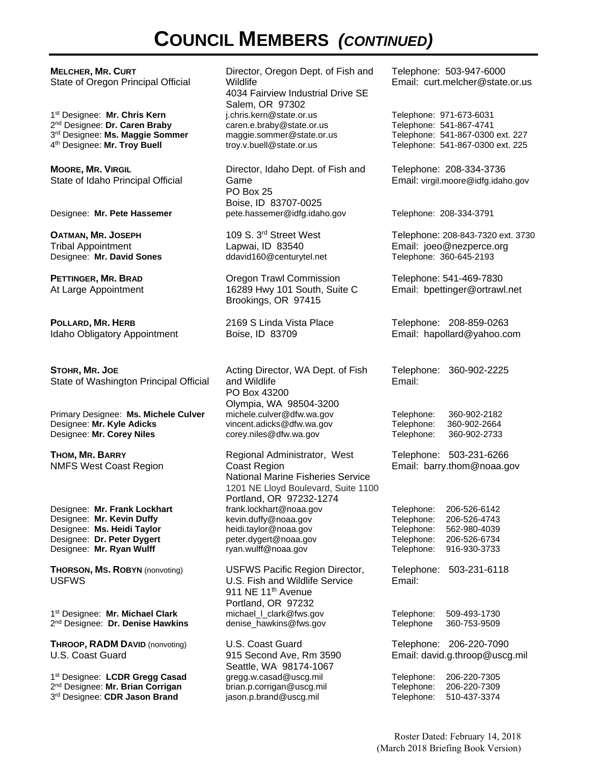# COUNCIL MEMBERS *(CONTINUED)*

| | | |
|---|---|---|
| **MELCHER, MR. CURT**<br>State of Oregon Principal Official | Director, Oregon Dept. of Fish and Wildlife<br>4034 Fairview Industrial Drive SE<br>Salem, OR 97302 | Telephone: 503-947-6000<br>Email: curt.melcher@state.or.us |
| 1st Designee: **Mr. Chris Kern** | j.chris.kern@state.or.us | Telephone: 971-673-6031 |
| 2nd Designee: **Dr. Caren Braby** | caren.e.braby@state.or.us | Telephone: 541-867-4741 |
| 3rd Designee: **Ms. Maggie Sommer** | maggie.sommer@state.or.us | Telephone: 541-867-0300 ext. 227 |
| 4th Designee: **Mr. Troy Buell** | troy.v.buell@state.or.us | Telephone: 541-867-0300 ext. 225 |
| **MOORE, MR. VIRGIL**<br>State of Idaho Principal Official | Director, Idaho Dept. of Fish and Game<br>PO Box 25<br>Boise, ID 83707-0025 | Telephone: 208-334-3736<br>Email: virgil.moore@idfg.idaho.gov |
| Designee: **Mr. Pete Hassemer** | pete.hassemer@idfg.idaho.gov | Telephone: 208-334-3791 |
| **OATMAN, MR. JOSEPH**<br>Tribal Appointment | 109 S. 3rd Street West<br>Lapwai, ID 83540 | Telephone: 208-843-7320 ext. 3730<br>Email: joeo@nezperce.org |
| Designee: **Mr. David Sones** | ddavid160@centurytel.net | Telephone: 360-645-2193 |
| **PETTINGER, MR. BRAD**<br>At Large Appointment | Oregon Trawl Commission<br>16289 Hwy 101 South, Suite C<br>Brookings, OR 97415 | Telephone: 541-469-7830<br>Email: bpettinger@ortrawl.net |
| **POLLARD, MR. HERB**<br>Idaho Obligatory Appointment | 2169 S Linda Vista Place<br>Boise, ID 83709 | Telephone: 208-859-0263<br>Email: hapollard@yahoo.com |
| **STOHR, MR. JOE**<br>State of Washington Principal Official | Acting Director, WA Dept. of Fish and Wildlife<br>PO Box 43200<br>Olympia, WA 98504-3200 | Telephone: 360-902-2225<br>Email: |
| Primary Designee: **Ms. Michele Culver** | michele.culver@dfw.wa.gov | Telephone: 360-902-2182 |
| Designee: **Mr. Kyle Adicks** | vincent.adicks@dfw.wa.gov | Telephone: 360-902-2664 |
| Designee: **Mr. Corey Niles** | corey.niles@dfw.wa.gov | Telephone: 360-902-2733 |
| **THOM, MR. BARRY**<br>NMFS West Coast Region | Regional Administrator, West Coast Region<br>National Marine Fisheries Service<br>1201 NE Lloyd Boulevard, Suite 1100<br>Portland, OR 97232-1274 | Telephone: 503-231-6266<br>Email: barry.thom@noaa.gov |
| Designee: **Mr. Frank Lockhart** | frank.lockhart@noaa.gov | Telephone: 206-526-6142 |
| Designee: **Mr. Kevin Duffy** | kevin.duffy@noaa.gov | Telephone: 206-526-4743 |
| Designee: **Ms. Heidi Taylor** | heidi.taylor@noaa.gov | Telephone: 562-980-4039 |
| Designee: **Dr. Peter Dygert** | peter.dygert@noaa.gov | Telephone: 206-526-6734 |
| Designee: **Mr. Ryan Wulff** | ryan.wulff@noaa.gov | Telephone: 916-930-3733 |
| **THORSON, MS. ROBYN** (nonvoting)<br>USFWS | USFWS Pacific Region Director,<br>U.S. Fish and Wildlife Service<br>911 NE 11th Avenue<br>Portland, OR 97232 | Telephone: 503-231-6118<br>Email: |
| 1st Designee: **Mr. Michael Clark** | michael_l_clark@fws.gov | Telephone: 509-493-1730 |
| 2nd Designee: **Dr. Denise Hawkins** | denise_hawkins@fws.gov | Telephone 360-753-9509 |
| **THROOP, RADM DAVID** (nonvoting)<br>U.S. Coast Guard | U.S. Coast Guard<br>915 Second Ave, Rm 3590<br>Seattle, WA 98174-1067 | Telephone: 206-220-7090<br>Email: david.g.throop@uscg.mil |
| 1st Designee: **LCDR Gregg Casad** | gregg.w.casad@uscg.mil | Telephone: 206-220-7305 |
| 2nd Designee: **Mr. Brian Corrigan** | brian.p.corrigan@uscg.mil | Telephone: 206-220-7309 |
| 3rd Designee: **CDR Jason Brand** | jason.p.brand@uscg.mil | Telephone: 510-437-3374 |

Roster Dated: February 14, 2018
(March 2018 Briefing Book Version)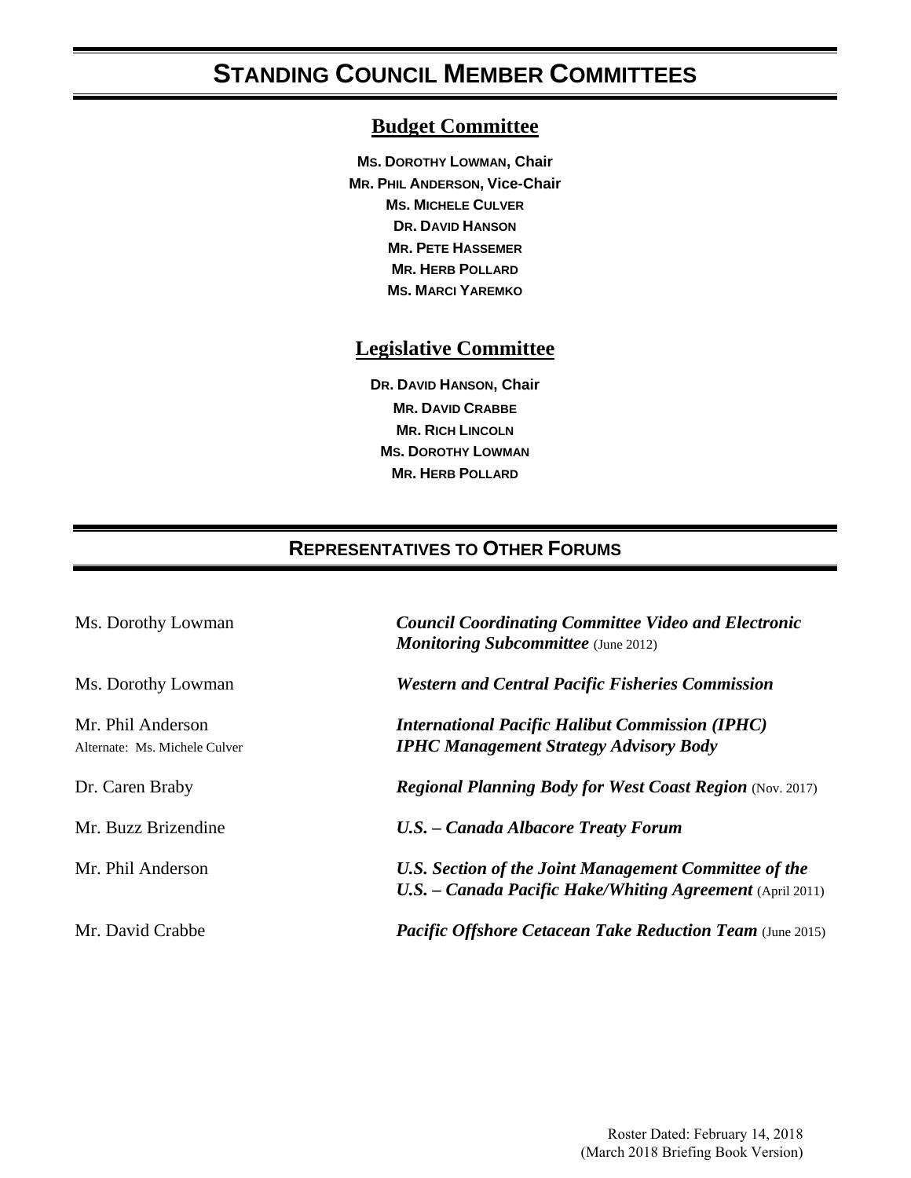# STANDING COUNCIL MEMBER COMMITTEES

## Budget Committee

**MS. DOROTHY LOWMAN, Chair**
**MR. PHIL ANDERSON, Vice-Chair**
**MS. MICHELE CULVER**
**DR. DAVID HANSON**
**MR. PETE HASSEMER**
**MR. HERB POLLARD**
**MS. MARCI YAREMKO**

## Legislative Committee

**DR. DAVID HANSON, Chair**
**MR. DAVID CRABBE**
**MR. RICH LINCOLN**
**MS. DOROTHY LOWMAN**
**MR. HERB POLLARD**

# REPRESENTATIVES TO OTHER FORUMS

| | |
|---|---|
| Ms. Dorothy Lowman | ***Council Coordinating Committee Video and Electronic Monitoring Subcommittee*** (June 2012) |
| Ms. Dorothy Lowman | ***Western and Central Pacific Fisheries Commission*** |
| Mr. Phil Anderson<br>Alternate: Ms. Michele Culver | ***International Pacific Halibut Commission (IPHC)***<br>***IPHC Management Strategy Advisory Body*** |
| Dr. Caren Braby | ***Regional Planning Body for West Coast Region*** (Nov. 2017) |
| Mr. Buzz Brizendine | ***U.S. – Canada Albacore Treaty Forum*** |
| Mr. Phil Anderson | ***U.S. Section of the Joint Management Committee of the U.S. – Canada Pacific Hake/Whiting Agreement*** (April 2011) |
| Mr. David Crabbe | ***Pacific Offshore Cetacean Take Reduction Team*** (June 2015) |

Roster Dated: February 14, 2018
(March 2018 Briefing Book Version)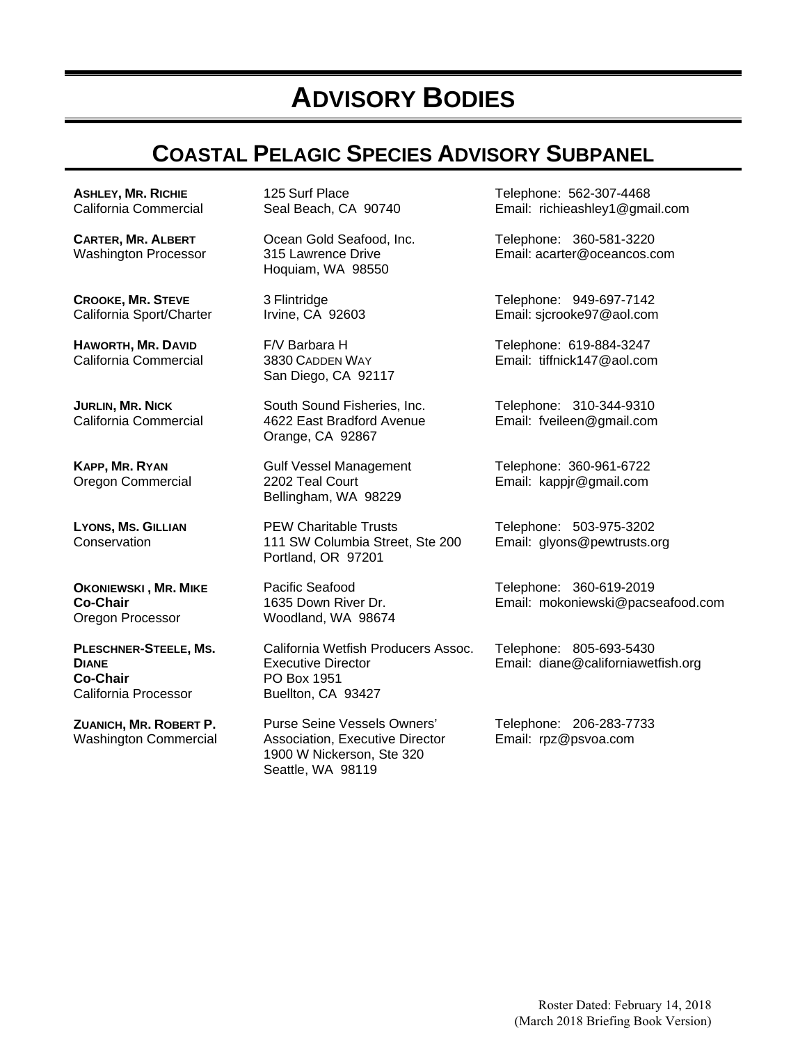# ADVISORY BODIES

## COASTAL PELAGIC SPECIES ADVISORY SUBPANEL

| Name / Representation | Address | Contact |
|---|---|---|
| **ASHLEY, MR. RICHIE**<br>California Commercial | 125 Surf Place<br>Seal Beach, CA 90740 | Telephone: 562-307-4468<br>Email: richieashley1@gmail.com |
| **CARTER, MR. ALBERT**<br>Washington Processor | Ocean Gold Seafood, Inc.<br>315 Lawrence Drive<br>Hoquiam, WA 98550 | Telephone: 360-581-3220<br>Email: acarter@oceancos.com |
| **CROOKE, MR. STEVE**<br>California Sport/Charter | 3 Flintridge<br>Irvine, CA 92603 | Telephone: 949-697-7142<br>Email: sjcrooke97@aol.com |
| **HAWORTH, MR. DAVID**<br>California Commercial | F/V Barbara H<br>3830 CADDEN WAY<br>San Diego, CA 92117 | Telephone: 619-884-3247<br>Email: tiffnick147@aol.com |
| **JURLIN, MR. NICK**<br>California Commercial | South Sound Fisheries, Inc.<br>4622 East Bradford Avenue<br>Orange, CA 92867 | Telephone: 310-344-9310<br>Email: fveileen@gmail.com |
| **KAPP, MR. RYAN**<br>Oregon Commercial | Gulf Vessel Management<br>2202 Teal Court<br>Bellingham, WA 98229 | Telephone: 360-961-6722<br>Email: kappjr@gmail.com |
| **LYONS, MS. GILLIAN**<br>Conservation | PEW Charitable Trusts<br>111 SW Columbia Street, Ste 200<br>Portland, OR 97201 | Telephone: 503-975-3202<br>Email: glyons@pewtrusts.org |
| **OKONIEWSKI , MR. MIKE**<br>**Co-Chair**<br>Oregon Processor | Pacific Seafood<br>1635 Down River Dr.<br>Woodland, WA 98674 | Telephone: 360-619-2019<br>Email: mokoniewski@pacseafood.com |
| **PLESCHNER-STEELE, MS. DIANE**<br>**Co-Chair**<br>California Processor | California Wetfish Producers Assoc.<br>Executive Director<br>PO Box 1951<br>Buellton, CA 93427 | Telephone: 805-693-5430<br>Email: diane@californiawetfish.org |
| **ZUANICH, MR. ROBERT P.**<br>Washington Commercial | Purse Seine Vessels Owners' Association, Executive Director<br>1900 W Nickerson, Ste 320<br>Seattle, WA 98119 | Telephone: 206-283-7733<br>Email: rpz@psvoa.com |

Roster Dated: February 14, 2018
(March 2018 Briefing Book Version)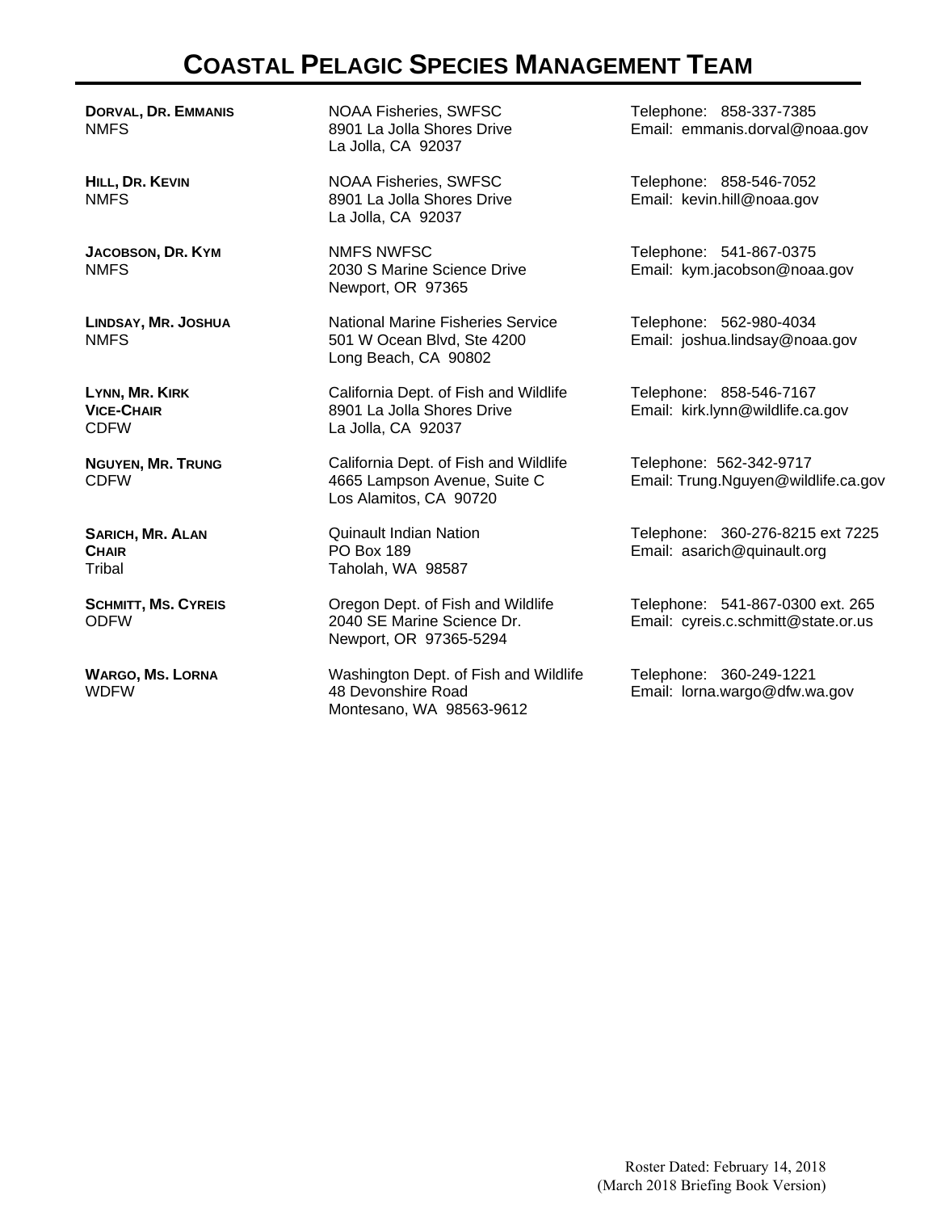# COASTAL PELAGIC SPECIES MANAGEMENT TEAM

**DORVAL, DR. EMMANIS**
NMFS

NOAA Fisheries, SWFSC
8901 La Jolla Shores Drive
La Jolla, CA 92037

Telephone: 858-337-7385
Email: emmanis.dorval@noaa.gov

**HILL, DR. KEVIN**
NMFS

NOAA Fisheries, SWFSC
8901 La Jolla Shores Drive
La Jolla, CA 92037

Telephone: 858-546-7052
Email: kevin.hill@noaa.gov

**JACOBSON, DR. KYM**
NMFS

NMFS NWFSC
2030 S Marine Science Drive
Newport, OR 97365

Telephone: 541-867-0375
Email: kym.jacobson@noaa.gov

**LINDSAY, MR. JOSHUA**
NMFS

National Marine Fisheries Service
501 W Ocean Blvd, Ste 4200
Long Beach, CA 90802

Telephone: 562-980-4034
Email: joshua.lindsay@noaa.gov

**LYNN, MR. KIRK**
**VICE-CHAIR**
CDFW

California Dept. of Fish and Wildlife
8901 La Jolla Shores Drive
La Jolla, CA 92037

Telephone: 858-546-7167
Email: kirk.lynn@wildlife.ca.gov

**NGUYEN, MR. TRUNG**
CDFW

California Dept. of Fish and Wildlife
4665 Lampson Avenue, Suite C
Los Alamitos, CA 90720

Telephone: 562-342-9717
Email: Trung.Nguyen@wildlife.ca.gov

**SARICH, MR. ALAN**
**CHAIR**
Tribal

Quinault Indian Nation
PO Box 189
Taholah, WA 98587

Telephone: 360-276-8215 ext 7225
Email: asarich@quinault.org

**SCHMITT, MS. CYREIS**
ODFW

Oregon Dept. of Fish and Wildlife
2040 SE Marine Science Dr.
Newport, OR 97365-5294

Telephone: 541-867-0300 ext. 265
Email: cyreis.c.schmitt@state.or.us

**WARGO, MS. LORNA**
WDFW

Washington Dept. of Fish and Wildlife
48 Devonshire Road
Montesano, WA 98563-9612

Telephone: 360-249-1221
Email: lorna.wargo@dfw.wa.gov

Roster Dated: February 14, 2018
(March 2018 Briefing Book Version)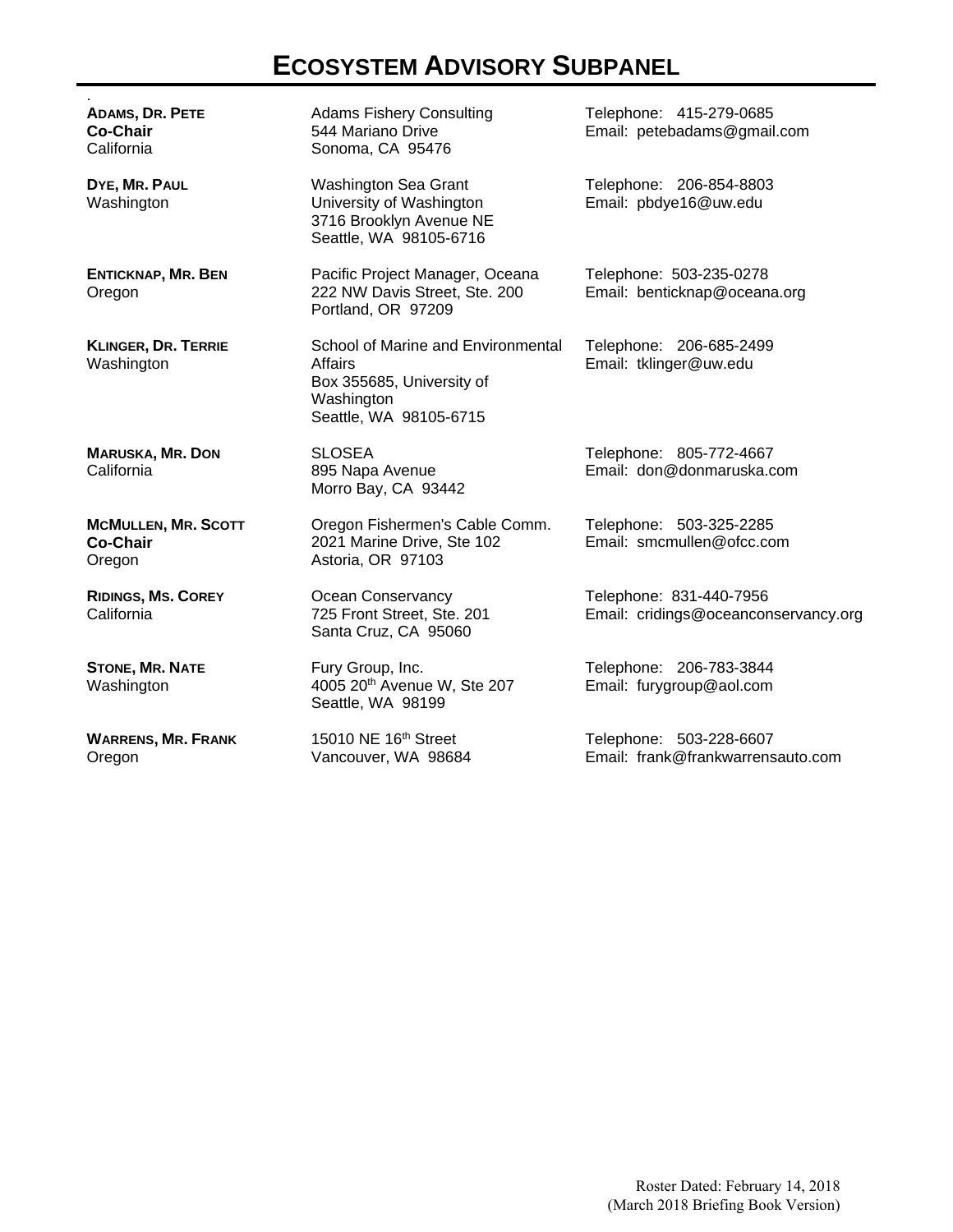# ECOSYSTEM ADVISORY SUBPANEL

| Member | Affiliation / Address | Contact |
|---|---|---|
| **ADAMS, DR. PETE**<br>**Co-Chair**<br>California | Adams Fishery Consulting<br>544 Mariano Drive<br>Sonoma, CA 95476 | Telephone: 415-279-0685<br>Email: petebadams@gmail.com |
| **DYE, MR. PAUL**<br>Washington | Washington Sea Grant<br>University of Washington<br>3716 Brooklyn Avenue NE<br>Seattle, WA 98105-6716 | Telephone: 206-854-8803<br>Email: pbdye16@uw.edu |
| **ENTICKNAP, MR. BEN**<br>Oregon | Pacific Project Manager, Oceana<br>222 NW Davis Street, Ste. 200<br>Portland, OR 97209 | Telephone: 503-235-0278<br>Email: benticknap@oceana.org |
| **KLINGER, DR. TERRIE**<br>Washington | School of Marine and Environmental Affairs<br>Box 355685, University of Washington<br>Seattle, WA 98105-6715 | Telephone: 206-685-2499<br>Email: tklinger@uw.edu |
| **MARUSKA, MR. DON**<br>California | SLOSEA<br>895 Napa Avenue<br>Morro Bay, CA 93442 | Telephone: 805-772-4667<br>Email: don@donmaruska.com |
| **MCMULLEN, MR. SCOTT**<br>**Co-Chair**<br>Oregon | Oregon Fishermen's Cable Comm.<br>2021 Marine Drive, Ste 102<br>Astoria, OR 97103 | Telephone: 503-325-2285<br>Email: smcmullen@ofcc.com |
| **RIDINGS, MS. COREY**<br>California | Ocean Conservancy<br>725 Front Street, Ste. 201<br>Santa Cruz, CA 95060 | Telephone: 831-440-7956<br>Email: cridings@oceanconservancy.org |
| **STONE, MR. NATE**<br>Washington | Fury Group, Inc.<br>4005 20th Avenue W, Ste 207<br>Seattle, WA 98199 | Telephone: 206-783-3844<br>Email: furygroup@aol.com |
| **WARRENS, MR. FRANK**<br>Oregon | 15010 NE 16th Street<br>Vancouver, WA 98684 | Telephone: 503-228-6607<br>Email: frank@frankwarrensauto.com |

Roster Dated: February 14, 2018
(March 2018 Briefing Book Version)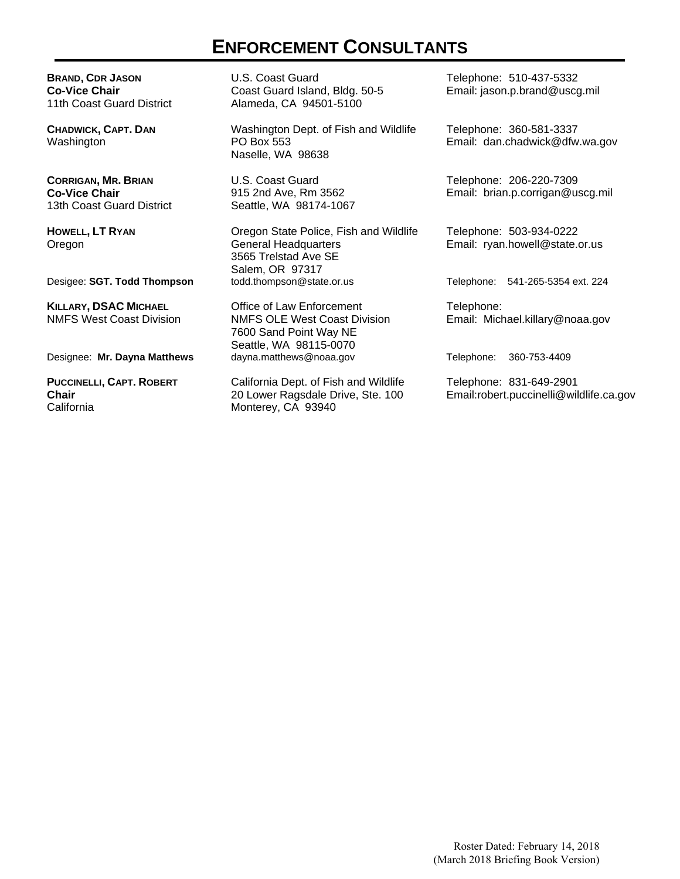# ENFORCEMENT CONSULTANTS

| | | |
|---|---|---|
| **BRAND, CDR JASON**<br>**Co-Vice Chair**<br>11th Coast Guard District | U.S. Coast Guard<br>Coast Guard Island, Bldg. 50-5<br>Alameda, CA 94501-5100 | Telephone: 510-437-5332<br>Email: jason.p.brand@uscg.mil |
| **CHADWICK, CAPT. DAN**<br>Washington | Washington Dept. of Fish and Wildlife<br>PO Box 553<br>Naselle, WA 98638 | Telephone: 360-581-3337<br>Email: dan.chadwick@dfw.wa.gov |
| **CORRIGAN, MR. BRIAN**<br>**Co-Vice Chair**<br>13th Coast Guard District | U.S. Coast Guard<br>915 2nd Ave, Rm 3562<br>Seattle, WA 98174-1067 | Telephone: 206-220-7309<br>Email: brian.p.corrigan@uscg.mil |
| **HOWELL, LT RYAN**<br>Oregon | Oregon State Police, Fish and Wildlife<br>General Headquarters<br>3565 Trelstad Ave SE<br>Salem, OR 97317 | Telephone: 503-934-0222<br>Email: ryan.howell@state.or.us |
| Desigee: **SGT. Todd Thompson** | todd.thompson@state.or.us | Telephone: 541-265-5354 ext. 224 |
| **KILLARY, DSAC MICHAEL**<br>NMFS West Coast Division | Office of Law Enforcement<br>NMFS OLE West Coast Division<br>7600 Sand Point Way NE<br>Seattle, WA 98115-0070 | Telephone:<br>Email: Michael.killary@noaa.gov |
| Designee: **Mr. Dayna Matthews** | dayna.matthews@noaa.gov | Telephone: 360-753-4409 |
| **PUCCINELLI, CAPT. ROBERT**<br>**Chair**<br>California | California Dept. of Fish and Wildlife<br>20 Lower Ragsdale Drive, Ste. 100<br>Monterey, CA 93940 | Telephone: 831-649-2901<br>Email:robert.puccinelli@wildlife.ca.gov |

Roster Dated: February 14, 2018
(March 2018 Briefing Book Version)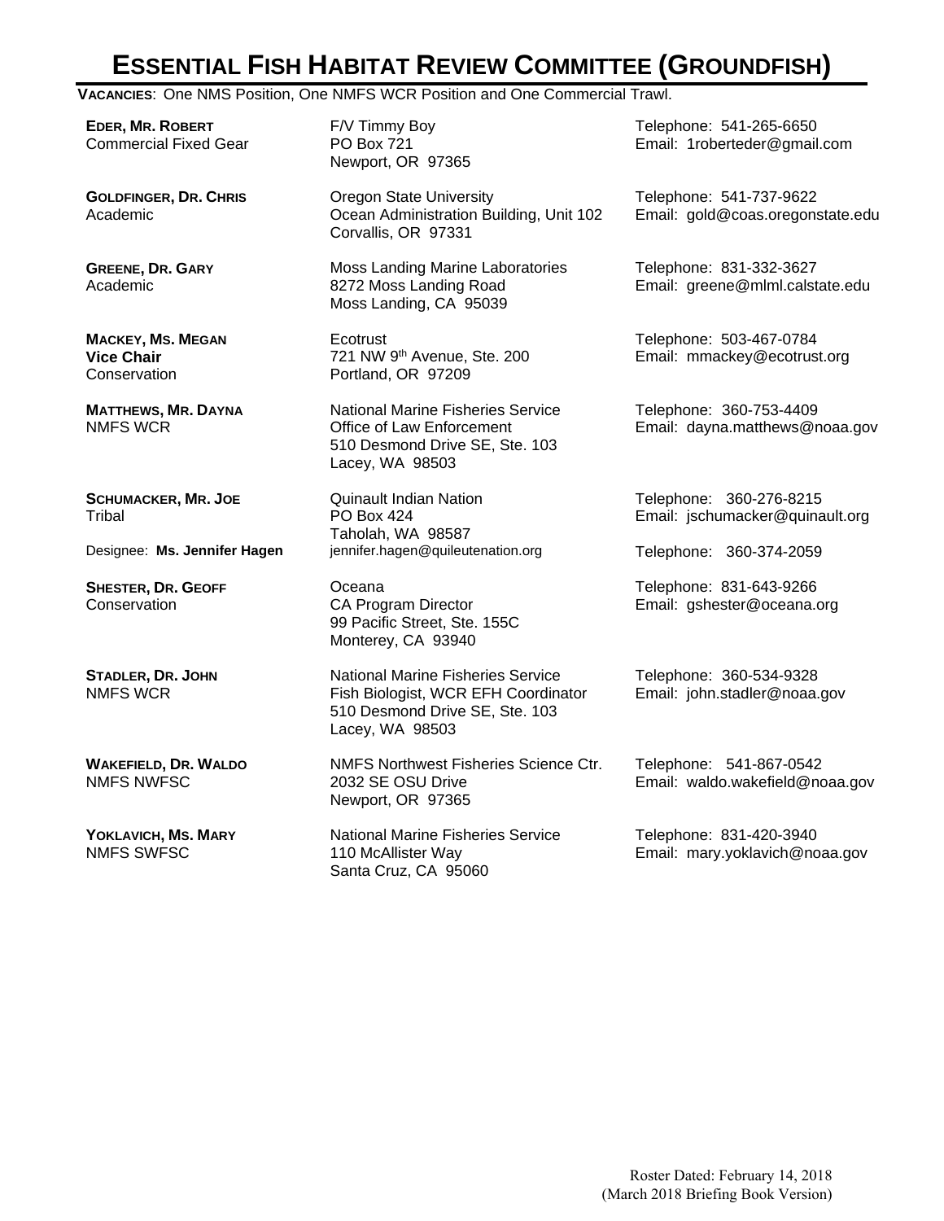# Essential Fish Habitat Review Committee (Groundfish)

**Vacancies**: One NMS Position, One NMFS WCR Position and One Commercial Trawl.

| Member | Address | Contact |
|---|---|---|
| **Eder, Mr. Robert**<br>Commercial Fixed Gear | F/V Timmy Boy<br>PO Box 721<br>Newport, OR 97365 | Telephone: 541-265-6650<br>Email: 1roberteder@gmail.com |
| **Goldfinger, Dr. Chris**<br>Academic | Oregon State University<br>Ocean Administration Building, Unit 102<br>Corvallis, OR 97331 | Telephone: 541-737-9622<br>Email: gold@coas.oregonstate.edu |
| **Greene, Dr. Gary**<br>Academic | Moss Landing Marine Laboratories<br>8272 Moss Landing Road<br>Moss Landing, CA 95039 | Telephone: 831-332-3627<br>Email: greene@mlml.calstate.edu |
| **Mackey, Ms. Megan**<br>**Vice Chair**<br>Conservation | Ecotrust<br>721 NW 9th Avenue, Ste. 200<br>Portland, OR 97209 | Telephone: 503-467-0784<br>Email: mmackey@ecotrust.org |
| **Matthews, Mr. Dayna**<br>NMFS WCR | National Marine Fisheries Service<br>Office of Law Enforcement<br>510 Desmond Drive SE, Ste. 103<br>Lacey, WA 98503 | Telephone: 360-753-4409<br>Email: dayna.matthews@noaa.gov |
| **Schumacker, Mr. Joe**<br>Tribal | Quinault Indian Nation<br>PO Box 424<br>Taholah, WA 98587 | Telephone: 360-276-8215<br>Email: jschumacker@quinault.org |
| Designee: **Ms. Jennifer Hagen** | jennifer.hagen@quileutenation.org | Telephone: 360-374-2059 |
| **Shester, Dr. Geoff**<br>Conservation | Oceana<br>CA Program Director<br>99 Pacific Street, Ste. 155C<br>Monterey, CA 93940 | Telephone: 831-643-9266<br>Email: gshester@oceana.org |
| **Stadler, Dr. John**<br>NMFS WCR | National Marine Fisheries Service<br>Fish Biologist, WCR EFH Coordinator<br>510 Desmond Drive SE, Ste. 103<br>Lacey, WA 98503 | Telephone: 360-534-9328<br>Email: john.stadler@noaa.gov |
| **Wakefield, Dr. Waldo**<br>NMFS NWFSC | NMFS Northwest Fisheries Science Ctr.<br>2032 SE OSU Drive<br>Newport, OR 97365 | Telephone: 541-867-0542<br>Email: waldo.wakefield@noaa.gov |
| **Yoklavich, Ms. Mary**<br>NMFS SWFSC | National Marine Fisheries Service<br>110 McAllister Way<br>Santa Cruz, CA 95060 | Telephone: 831-420-3940<br>Email: mary.yoklavich@noaa.gov |

Roster Dated: February 14, 2018
(March 2018 Briefing Book Version)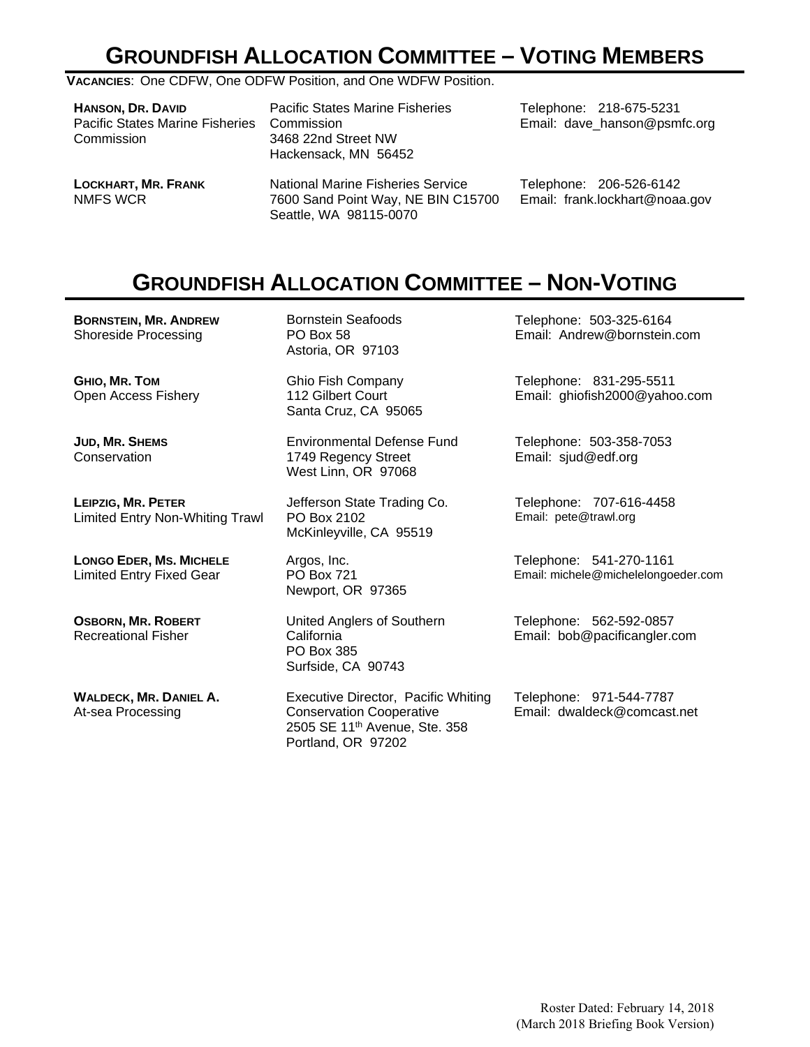# GROUNDFISH ALLOCATION COMMITTEE – VOTING MEMBERS

**VACANCIES**: One CDFW, One ODFW Position, and One WDFW Position.

| | | |
|---|---|---|
| **HANSON, DR. DAVID**<br>Pacific States Marine Fisheries Commission | Pacific States Marine Fisheries Commission<br>3468 22nd Street NW<br>Hackensack, MN 56452 | Telephone: 218-675-5231<br>Email: dave_hanson@psmfc.org |
| **LOCKHART, MR. FRANK**<br>NMFS WCR | National Marine Fisheries Service<br>7600 Sand Point Way, NE BIN C15700<br>Seattle, WA 98115-0070 | Telephone: 206-526-6142<br>Email: frank.lockhart@noaa.gov |

# GROUNDFISH ALLOCATION COMMITTEE – NON-VOTING

| | | |
|---|---|---|
| **BORNSTEIN, MR. ANDREW**<br>Shoreside Processing | Bornstein Seafoods<br>PO Box 58<br>Astoria, OR 97103 | Telephone: 503-325-6164<br>Email: Andrew@bornstein.com |
| **GHIO, MR. TOM**<br>Open Access Fishery | Ghio Fish Company<br>112 Gilbert Court<br>Santa Cruz, CA 95065 | Telephone: 831-295-5511<br>Email: ghiofish2000@yahoo.com |
| **JUD, MR. SHEMS**<br>Conservation | Environmental Defense Fund<br>1749 Regency Street<br>West Linn, OR 97068 | Telephone: 503-358-7053<br>Email: sjud@edf.org |
| **LEIPZIG, MR. PETER**<br>Limited Entry Non-Whiting Trawl | Jefferson State Trading Co.<br>PO Box 2102<br>McKinleyville, CA 95519 | Telephone: 707-616-4458<br>Email: pete@trawl.org |
| **LONGO EDER, MS. MICHELE**<br>Limited Entry Fixed Gear | Argos, Inc.<br>PO Box 721<br>Newport, OR 97365 | Telephone: 541-270-1161<br>Email: michele@michelelongoeder.com |
| **OSBORN, MR. ROBERT**<br>Recreational Fisher | United Anglers of Southern California<br>PO Box 385<br>Surfside, CA 90743 | Telephone: 562-592-0857<br>Email: bob@pacificangler.com |
| **WALDECK, MR. DANIEL A.**<br>At-sea Processing | Executive Director, Pacific Whiting Conservation Cooperative<br>2505 SE 11th Avenue, Ste. 358<br>Portland, OR 97202 | Telephone: 971-544-7787<br>Email: dwaldeck@comcast.net |

Roster Dated: February 14, 2018
(March 2018 Briefing Book Version)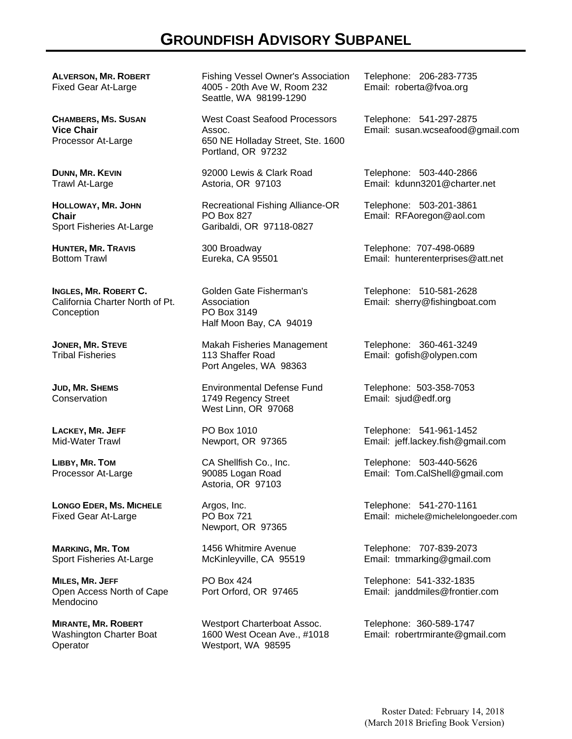# GROUNDFISH ADVISORY SUBPANEL

| Member | Address | Contact |
|---|---|---|
| **ALVERSON, MR. ROBERT**<br>Fixed Gear At-Large | Fishing Vessel Owner's Association<br>4005 - 20th Ave W, Room 232<br>Seattle, WA 98199-1290 | Telephone: 206-283-7735<br>Email: roberta@fvoa.org |
| **CHAMBERS, MS. SUSAN**<br>**Vice Chair**<br>Processor At-Large | West Coast Seafood Processors Assoc.<br>650 NE Holladay Street, Ste. 1600<br>Portland, OR 97232 | Telephone: 541-297-2875<br>Email: susan.wcseafood@gmail.com |
| **DUNN, MR. KEVIN**<br>Trawl At-Large | 92000 Lewis & Clark Road<br>Astoria, OR 97103 | Telephone: 503-440-2866<br>Email: kdunn3201@charter.net |
| **HOLLOWAY, MR. JOHN**<br>**Chair**<br>Sport Fisheries At-Large | Recreational Fishing Alliance-OR<br>PO Box 827<br>Garibaldi, OR 97118-0827 | Telephone: 503-201-3861<br>Email: RFAoregon@aol.com |
| **HUNTER, MR. TRAVIS**<br>Bottom Trawl | 300 Broadway<br>Eureka, CA 95501 | Telephone: 707-498-0689<br>Email: hunterenterprises@att.net |
| **INGLES, MR. ROBERT C.**<br>California Charter North of Pt. Conception | Golden Gate Fisherman's Association<br>PO Box 3149<br>Half Moon Bay, CA 94019 | Telephone: 510-581-2628<br>Email: sherry@fishingboat.com |
| **JONER, MR. STEVE**<br>Tribal Fisheries | Makah Fisheries Management<br>113 Shaffer Road<br>Port Angeles, WA 98363 | Telephone: 360-461-3249<br>Email: gofish@olypen.com |
| **JUD, MR. SHEMS**<br>Conservation | Environmental Defense Fund<br>1749 Regency Street<br>West Linn, OR 97068 | Telephone: 503-358-7053<br>Email: sjud@edf.org |
| **LACKEY, MR. JEFF**<br>Mid-Water Trawl | PO Box 1010<br>Newport, OR 97365 | Telephone: 541-961-1452<br>Email: jeff.lackey.fish@gmail.com |
| **LIBBY, MR. TOM**<br>Processor At-Large | CA Shellfish Co., Inc.<br>90085 Logan Road<br>Astoria, OR 97103 | Telephone: 503-440-5626<br>Email: Tom.CalShell@gmail.com |
| **LONGO EDER, MS. MICHELE**<br>Fixed Gear At-Large | Argos, Inc.<br>PO Box 721<br>Newport, OR 97365 | Telephone: 541-270-1161<br>Email: michele@michelelongoeder.com |
| **MARKING, MR. TOM**<br>Sport Fisheries At-Large | 1456 Whitmire Avenue<br>McKinleyville, CA 95519 | Telephone: 707-839-2073<br>Email: tmmarking@gmail.com |
| **MILES, MR. JEFF**<br>Open Access North of Cape Mendocino | PO Box 424<br>Port Orford, OR 97465 | Telephone: 541-332-1835<br>Email: janddmiles@frontier.com |
| **MIRANTE, MR. ROBERT**<br>Washington Charter Boat Operator | Westport Charterboat Assoc.<br>1600 West Ocean Ave., #1018<br>Westport, WA 98595 | Telephone: 360-589-1747<br>Email: robertrmirante@gmail.com |

Roster Dated: February 14, 2018
(March 2018 Briefing Book Version)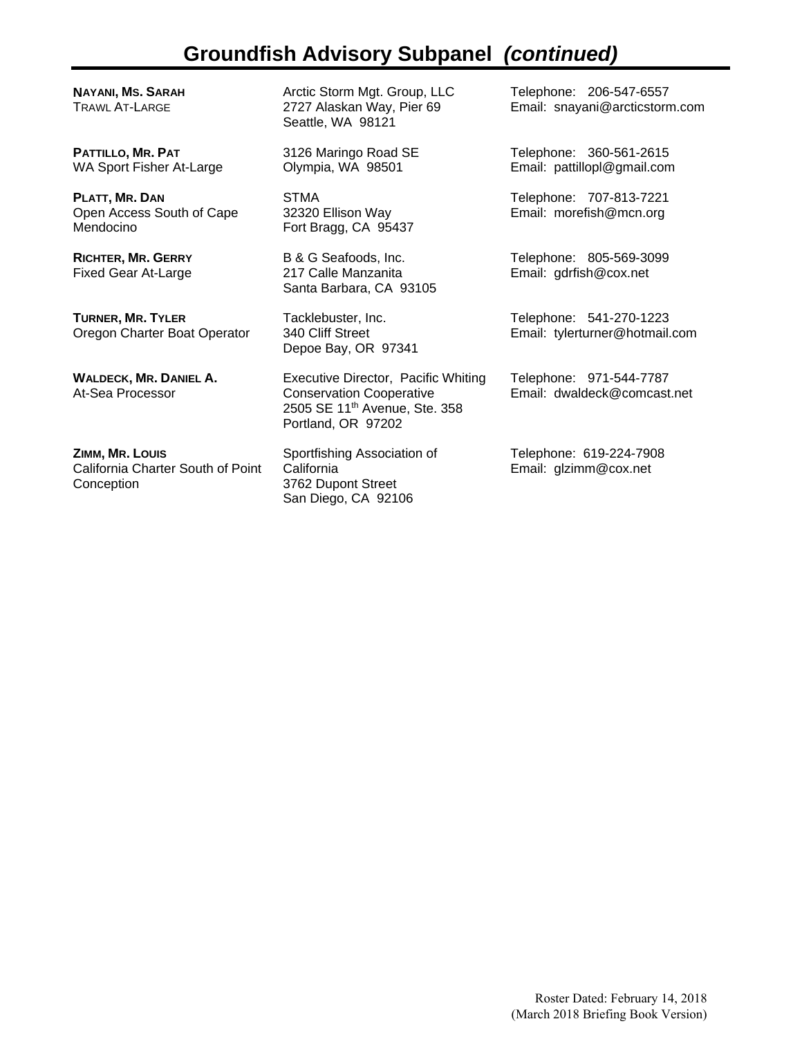# Groundfish Advisory Subpanel *(continued)*

| Name / Position | Address | Contact |
|---|---|---|
| **NAYANI, MS. SARAH**<br>TRAWL AT-LARGE | Arctic Storm Mgt. Group, LLC<br>2727 Alaskan Way, Pier 69<br>Seattle, WA 98121 | Telephone: 206-547-6557<br>Email: snayani@arcticstorm.com |
| **PATTILLO, MR. PAT**<br>WA Sport Fisher At-Large | 3126 Maringo Road SE<br>Olympia, WA 98501 | Telephone: 360-561-2615<br>Email: pattillopl@gmail.com |
| **PLATT, MR. DAN**<br>Open Access South of Cape Mendocino | STMA<br>32320 Ellison Way<br>Fort Bragg, CA 95437 | Telephone: 707-813-7221<br>Email: morefish@mcn.org |
| **RICHTER, MR. GERRY**<br>Fixed Gear At-Large | B & G Seafoods, Inc.<br>217 Calle Manzanita<br>Santa Barbara, CA 93105 | Telephone: 805-569-3099<br>Email: gdrfish@cox.net |
| **TURNER, MR. TYLER**<br>Oregon Charter Boat Operator | Tacklebuster, Inc.<br>340 Cliff Street<br>Depoe Bay, OR 97341 | Telephone: 541-270-1223<br>Email: tylerturner@hotmail.com |
| **WALDECK, MR. DANIEL A.**<br>At-Sea Processor | Executive Director, Pacific Whiting Conservation Cooperative<br>2505 SE 11th Avenue, Ste. 358<br>Portland, OR 97202 | Telephone: 971-544-7787<br>Email: dwaldeck@comcast.net |
| **ZIMM, MR. LOUIS**<br>California Charter South of Point Conception | Sportfishing Association of California<br>3762 Dupont Street<br>San Diego, CA 92106 | Telephone: 619-224-7908<br>Email: glzimm@cox.net |

Roster Dated: February 14, 2018
(March 2018 Briefing Book Version)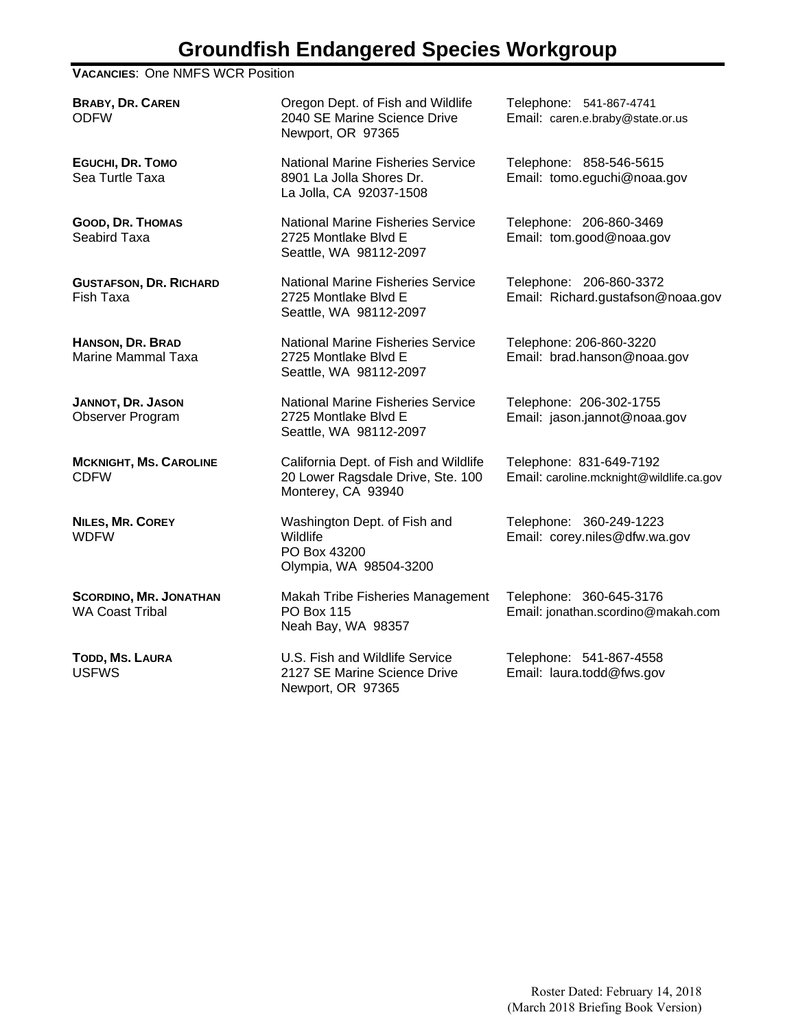# Groundfish Endangered Species Workgroup

**VACANCIES**: One NMFS WCR Position

| Name | Address | Contact |
| --- | --- | --- |
| **BRABY, DR. CAREN**<br>ODFW | Oregon Dept. of Fish and Wildlife<br>2040 SE Marine Science Drive<br>Newport, OR 97365 | Telephone: 541-867-4741<br>Email: caren.e.braby@state.or.us |
| **EGUCHI, DR. TOMO**<br>Sea Turtle Taxa | National Marine Fisheries Service<br>8901 La Jolla Shores Dr.<br>La Jolla, CA 92037-1508 | Telephone: 858-546-5615<br>Email: tomo.eguchi@noaa.gov |
| **GOOD, DR. THOMAS**<br>Seabird Taxa | National Marine Fisheries Service<br>2725 Montlake Blvd E<br>Seattle, WA 98112-2097 | Telephone: 206-860-3469<br>Email: tom.good@noaa.gov |
| **GUSTAFSON, DR. RICHARD**<br>Fish Taxa | National Marine Fisheries Service<br>2725 Montlake Blvd E<br>Seattle, WA 98112-2097 | Telephone: 206-860-3372<br>Email: Richard.gustafson@noaa.gov |
| **HANSON, DR. BRAD**<br>Marine Mammal Taxa | National Marine Fisheries Service<br>2725 Montlake Blvd E<br>Seattle, WA 98112-2097 | Telephone: 206-860-3220<br>Email: brad.hanson@noaa.gov |
| **JANNOT, DR. JASON**<br>Observer Program | National Marine Fisheries Service<br>2725 Montlake Blvd E<br>Seattle, WA 98112-2097 | Telephone: 206-302-1755<br>Email: jason.jannot@noaa.gov |
| **MCKNIGHT, MS. CAROLINE**<br>CDFW | California Dept. of Fish and Wildlife<br>20 Lower Ragsdale Drive, Ste. 100<br>Monterey, CA 93940 | Telephone: 831-649-7192<br>Email: caroline.mcknight@wildlife.ca.gov |
| **NILES, MR. COREY**<br>WDFW | Washington Dept. of Fish and Wildlife<br>PO Box 43200<br>Olympia, WA 98504-3200 | Telephone: 360-249-1223<br>Email: corey.niles@dfw.wa.gov |
| **SCORDINO, MR. JONATHAN**<br>WA Coast Tribal | Makah Tribe Fisheries Management<br>PO Box 115<br>Neah Bay, WA 98357 | Telephone: 360-645-3176<br>Email: jonathan.scordino@makah.com |
| **TODD, MS. LAURA**<br>USFWS | U.S. Fish and Wildlife Service<br>2127 SE Marine Science Drive<br>Newport, OR 97365 | Telephone: 541-867-4558<br>Email: laura.todd@fws.gov |

Roster Dated: February 14, 2018
(March 2018 Briefing Book Version)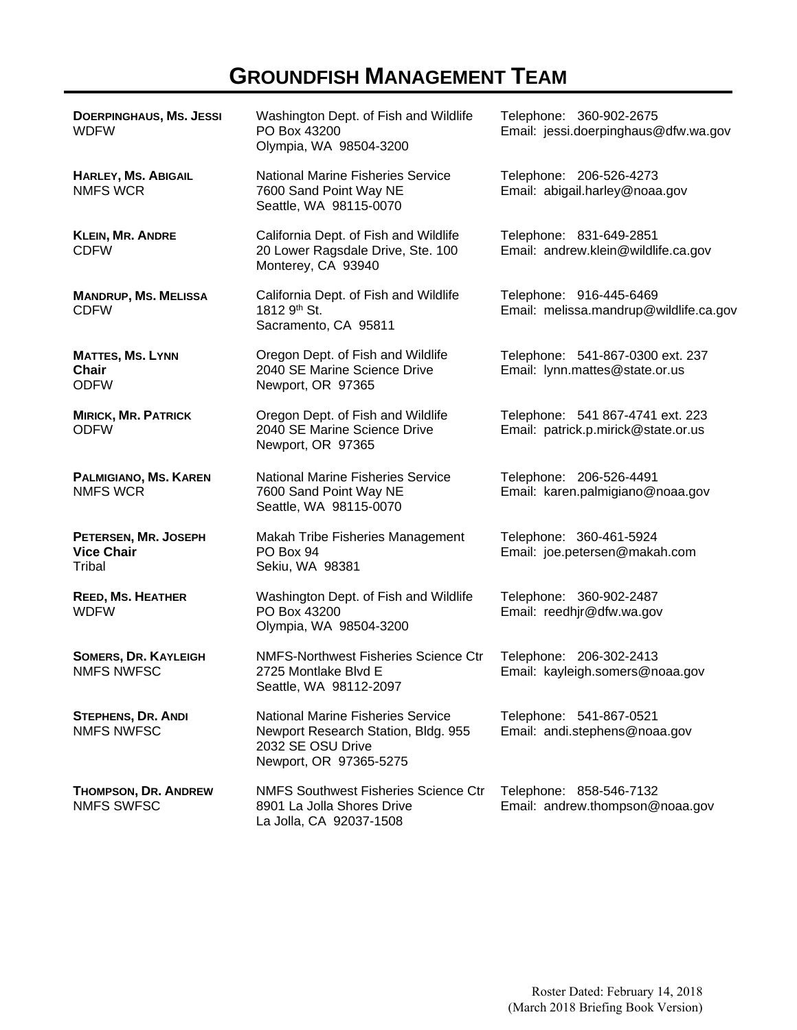# Groundfish Management Team

| Name | Address | Contact |
| --- | --- | --- |
| **Doerpinghaus, Ms. Jessi**<br>WDFW | Washington Dept. of Fish and Wildlife<br>PO Box 43200<br>Olympia, WA 98504-3200 | Telephone: 360-902-2675<br>Email: jessi.doerpinghaus@dfw.wa.gov |
| **Harley, Ms. Abigail**<br>NMFS WCR | National Marine Fisheries Service<br>7600 Sand Point Way NE<br>Seattle, WA 98115-0070 | Telephone: 206-526-4273<br>Email: abigail.harley@noaa.gov |
| **Klein, Mr. Andre**<br>CDFW | California Dept. of Fish and Wildlife<br>20 Lower Ragsdale Drive, Ste. 100<br>Monterey, CA 93940 | Telephone: 831-649-2851<br>Email: andrew.klein@wildlife.ca.gov |
| **Mandrup, Ms. Melissa**<br>CDFW | California Dept. of Fish and Wildlife<br>1812 9th St.<br>Sacramento, CA 95811 | Telephone: 916-445-6469<br>Email: melissa.mandrup@wildlife.ca.gov |
| **Mattes, Ms. Lynn**<br>**Chair**<br>ODFW | Oregon Dept. of Fish and Wildlife<br>2040 SE Marine Science Drive<br>Newport, OR 97365 | Telephone: 541-867-0300 ext. 237<br>Email: lynn.mattes@state.or.us |
| **Mirick, Mr. Patrick**<br>ODFW | Oregon Dept. of Fish and Wildlife<br>2040 SE Marine Science Drive<br>Newport, OR 97365 | Telephone: 541 867-4741 ext. 223<br>Email: patrick.p.mirick@state.or.us |
| **Palmigiano, Ms. Karen**<br>NMFS WCR | National Marine Fisheries Service<br>7600 Sand Point Way NE<br>Seattle, WA 98115-0070 | Telephone: 206-526-4491<br>Email: karen.palmigiano@noaa.gov |
| **Petersen, Mr. Joseph**<br>**Vice Chair**<br>Tribal | Makah Tribe Fisheries Management<br>PO Box 94<br>Sekiu, WA 98381 | Telephone: 360-461-5924<br>Email: joe.petersen@makah.com |
| **Reed, Ms. Heather**<br>WDFW | Washington Dept. of Fish and Wildlife<br>PO Box 43200<br>Olympia, WA 98504-3200 | Telephone: 360-902-2487<br>Email: reedhjr@dfw.wa.gov |
| **Somers, Dr. Kayleigh**<br>NMFS NWFSC | NMFS-Northwest Fisheries Science Ctr<br>2725 Montlake Blvd E<br>Seattle, WA 98112-2097 | Telephone: 206-302-2413<br>Email: kayleigh.somers@noaa.gov |
| **Stephens, Dr. Andi**<br>NMFS NWFSC | National Marine Fisheries Service<br>Newport Research Station, Bldg. 955<br>2032 SE OSU Drive<br>Newport, OR 97365-5275 | Telephone: 541-867-0521<br>Email: andi.stephens@noaa.gov |
| **Thompson, Dr. Andrew**<br>NMFS SWFSC | NMFS Southwest Fisheries Science Ctr<br>8901 La Jolla Shores Drive<br>La Jolla, CA 92037-1508 | Telephone: 858-546-7132<br>Email: andrew.thompson@noaa.gov |

Roster Dated: February 14, 2018
(March 2018 Briefing Book Version)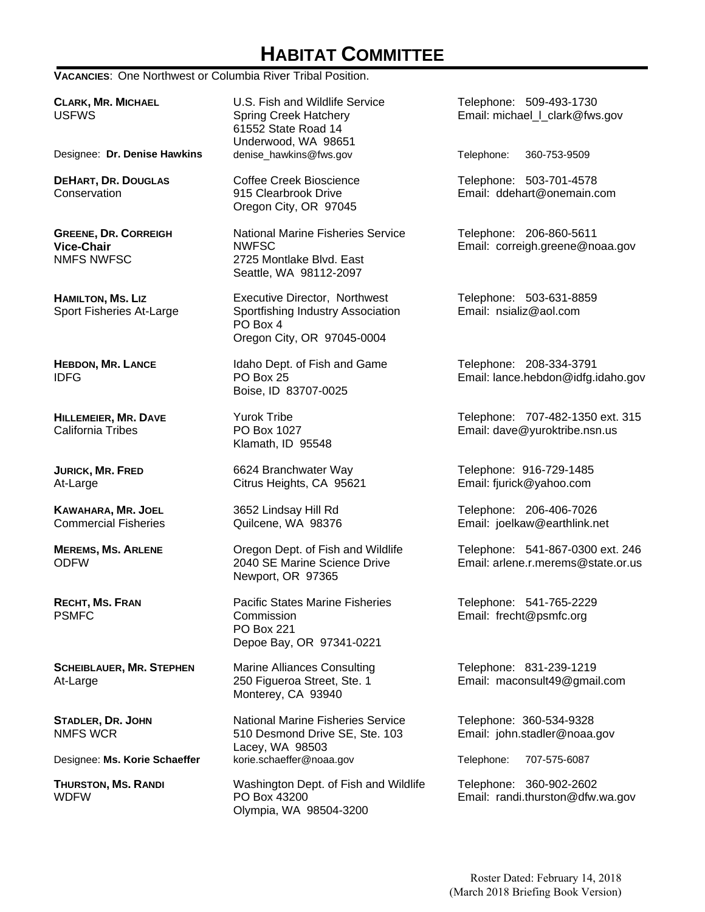# HABITAT COMMITTEE

**VACANCIES**: One Northwest or Columbia River Tribal Position.

| Member | Address | Contact |
|---|---|---|
| **CLARK, MR. MICHAEL**<br>USFWS | U.S. Fish and Wildlife Service<br>Spring Creek Hatchery<br>61552 State Road 14<br>Underwood, WA 98651 | Telephone: 509-493-1730<br>Email: michael_l_clark@fws.gov |
| Designee: **Dr. Denise Hawkins** | denise_hawkins@fws.gov | Telephone: 360-753-9509 |
| **DEHART, DR. DOUGLAS**<br>Conservation | Coffee Creek Bioscience<br>915 Clearbrook Drive<br>Oregon City, OR 97045 | Telephone: 503-701-4578<br>Email: ddehart@onemain.com |
| **GREENE, DR. CORREIGH**<br>**Vice-Chair**<br>NMFS NWFSC | National Marine Fisheries Service<br>NWFSC<br>2725 Montlake Blvd. East<br>Seattle, WA 98112-2097 | Telephone: 206-860-5611<br>Email: correigh.greene@noaa.gov |
| **HAMILTON, MS. LIZ**<br>Sport Fisheries At-Large | Executive Director, Northwest Sportfishing Industry Association<br>PO Box 4<br>Oregon City, OR 97045-0004 | Telephone: 503-631-8859<br>Email: nsializ@aol.com |
| **HEBDON, MR. LANCE**<br>IDFG | Idaho Dept. of Fish and Game<br>PO Box 25<br>Boise, ID 83707-0025 | Telephone: 208-334-3791<br>Email: lance.hebdon@idfg.idaho.gov |
| **HILLEMEIER, MR. DAVE**<br>California Tribes | Yurok Tribe<br>PO Box 1027<br>Klamath, ID 95548 | Telephone: 707-482-1350 ext. 315<br>Email: dave@yuroktribe.nsn.us |
| **JURICK, MR. FRED**<br>At-Large | 6624 Branchwater Way<br>Citrus Heights, CA 95621 | Telephone: 916-729-1485<br>Email: fjurick@yahoo.com |
| **KAWAHARA, MR. JOEL**<br>Commercial Fisheries | 3652 Lindsay Hill Rd<br>Quilcene, WA 98376 | Telephone: 206-406-7026<br>Email: joelkaw@earthlink.net |
| **MEREMS, MS. ARLENE**<br>ODFW | Oregon Dept. of Fish and Wildlife<br>2040 SE Marine Science Drive<br>Newport, OR 97365 | Telephone: 541-867-0300 ext. 246<br>Email: arlene.r.merems@state.or.us |
| **RECHT, MS. FRAN**<br>PSMFC | Pacific States Marine Fisheries Commission<br>PO Box 221<br>Depoe Bay, OR 97341-0221 | Telephone: 541-765-2229<br>Email: frecht@psmfc.org |
| **SCHEIBLAUER, MR. STEPHEN**<br>At-Large | Marine Alliances Consulting<br>250 Figueroa Street, Ste. 1<br>Monterey, CA 93940 | Telephone: 831-239-1219<br>Email: maconsult49@gmail.com |
| **STADLER, DR. JOHN**<br>NMFS WCR | National Marine Fisheries Service<br>510 Desmond Drive SE, Ste. 103<br>Lacey, WA 98503 | Telephone: 360-534-9328<br>Email: john.stadler@noaa.gov |
| Designee: **Ms. Korie Schaeffer** | korie.schaeffer@noaa.gov | Telephone: 707-575-6087 |
| **THURSTON, MS. RANDI**<br>WDFW | Washington Dept. of Fish and Wildlife<br>PO Box 43200<br>Olympia, WA 98504-3200 | Telephone: 360-902-2602<br>Email: randi.thurston@dfw.wa.gov |

Roster Dated: February 14, 2018
(March 2018 Briefing Book Version)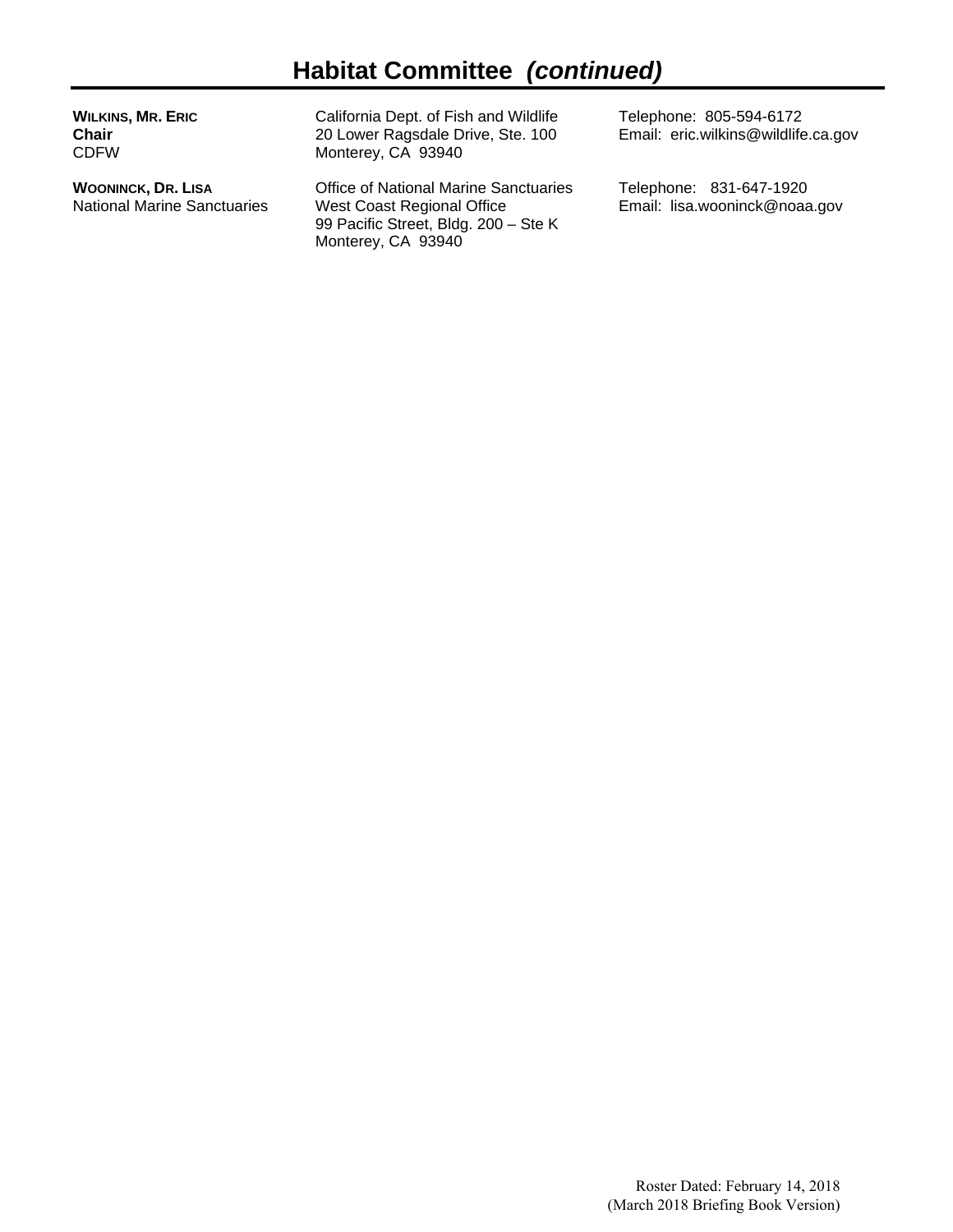# Habitat Committee *(continued)*

| | | |
|---|---|---|
| **WILKINS, MR. ERIC**<br>**Chair**<br>CDFW | California Dept. of Fish and Wildlife<br>20 Lower Ragsdale Drive, Ste. 100<br>Monterey, CA 93940 | Telephone: 805-594-6172<br>Email: eric.wilkins@wildlife.ca.gov |
| **WOONINCK, DR. LISA**<br>National Marine Sanctuaries | Office of National Marine Sanctuaries<br>West Coast Regional Office<br>99 Pacific Street, Bldg. 200 – Ste K<br>Monterey, CA 93940 | Telephone: 831-647-1920<br>Email: lisa.wooninck@noaa.gov |

Roster Dated: February 14, 2018
(March 2018 Briefing Book Version)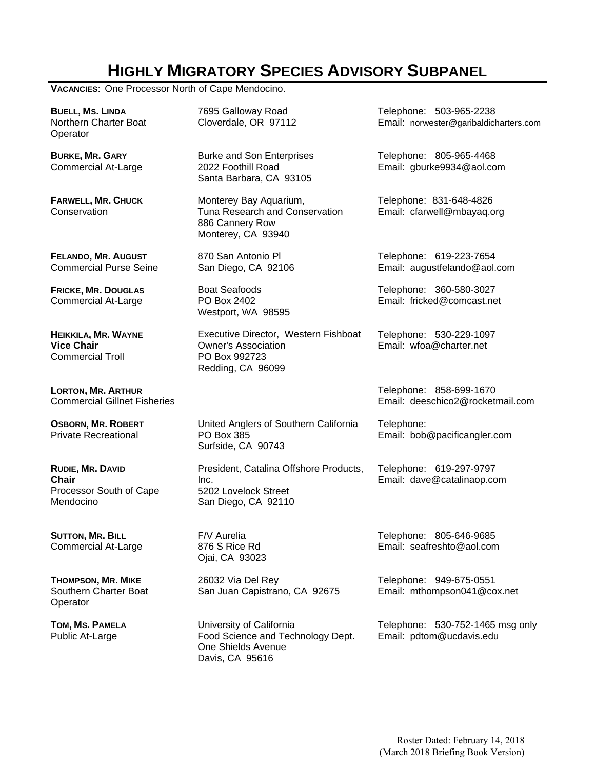# HIGHLY MIGRATORY SPECIES ADVISORY SUBPANEL

**VACANCIES**: One Processor North of Cape Mendocino.

| Member | Address | Contact |
|---|---|---|
| **BUELL, MS. LINDA**<br>Northern Charter Boat Operator | 7695 Galloway Road<br>Cloverdale, OR 97112 | Telephone: 503-965-2238<br>Email: norwester@garibaldicharters.com |
| **BURKE, MR. GARY**<br>Commercial At-Large | Burke and Son Enterprises<br>2022 Foothill Road<br>Santa Barbara, CA 93105 | Telephone: 805-965-4468<br>Email: gburke9934@aol.com |
| **FARWELL, MR. CHUCK**<br>Conservation | Monterey Bay Aquarium,<br>Tuna Research and Conservation<br>886 Cannery Row<br>Monterey, CA 93940 | Telephone: 831-648-4826<br>Email: cfarwell@mbayaq.org |
| **FELANDO, MR. AUGUST**<br>Commercial Purse Seine | 870 San Antonio Pl<br>San Diego, CA 92106 | Telephone: 619-223-7654<br>Email: augustfelando@aol.com |
| **FRICKE, MR. DOUGLAS**<br>Commercial At-Large | Boat Seafoods<br>PO Box 2402<br>Westport, WA 98595 | Telephone: 360-580-3027<br>Email: fricked@comcast.net |
| **HEIKKILA, MR. WAYNE**<br>**Vice Chair**<br>Commercial Troll | Executive Director, Western Fishboat Owner's Association<br>PO Box 992723<br>Redding, CA 96099 | Telephone: 530-229-1097<br>Email: wfoa@charter.net |
| **LORTON, MR. ARTHUR**<br>Commercial Gillnet Fisheries | | Telephone: 858-699-1670<br>Email: deeschico2@rocketmail.com |
| **OSBORN, MR. ROBERT**<br>Private Recreational | United Anglers of Southern California<br>PO Box 385<br>Surfside, CA 90743 | Telephone:<br>Email: bob@pacificangler.com |
| **RUDIE, MR. DAVID**<br>**Chair**<br>Processor South of Cape Mendocino | President, Catalina Offshore Products, Inc.<br>5202 Lovelock Street<br>San Diego, CA 92110 | Telephone: 619-297-9797<br>Email: dave@catalinaop.com |
| **SUTTON, MR. BILL**<br>Commercial At-Large | F/V Aurelia<br>876 S Rice Rd<br>Ojai, CA 93023 | Telephone: 805-646-9685<br>Email: seafreshto@aol.com |
| **THOMPSON, MR. MIKE**<br>Southern Charter Boat Operator | 26032 Via Del Rey<br>San Juan Capistrano, CA 92675 | Telephone: 949-675-0551<br>Email: mthompson041@cox.net |
| **TOM, MS. PAMELA**<br>Public At-Large | University of California<br>Food Science and Technology Dept.<br>One Shields Avenue<br>Davis, CA 95616 | Telephone: 530-752-1465 msg only<br>Email: pdtom@ucdavis.edu |

Roster Dated: February 14, 2018
(March 2018 Briefing Book Version)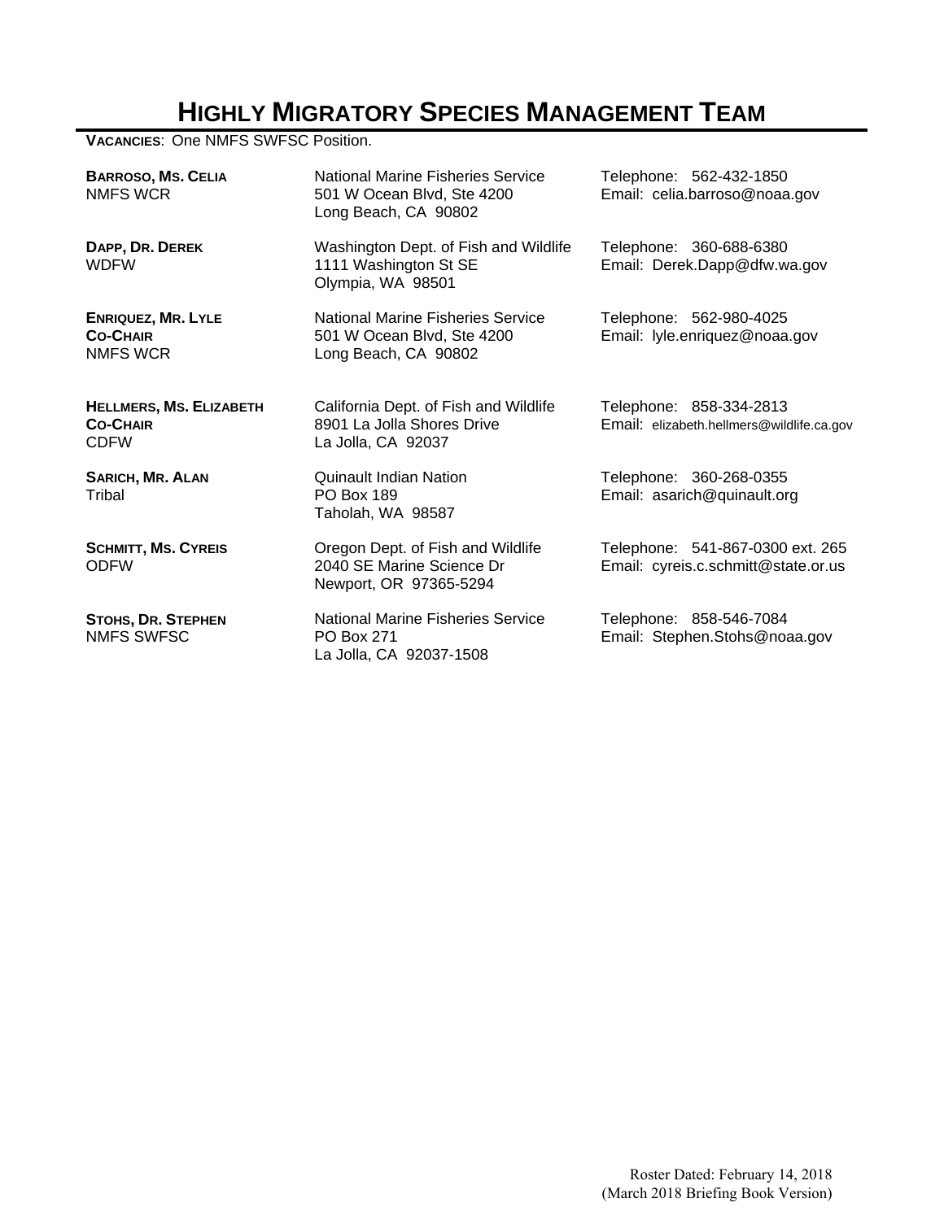# HIGHLY MIGRATORY SPECIES MANAGEMENT TEAM

**VACANCIES**: One NMFS SWFSC Position.

| Member | Address | Contact |
|---|---|---|
| **BARROSO, MS. CELIA**<br>NMFS WCR | National Marine Fisheries Service<br>501 W Ocean Blvd, Ste 4200<br>Long Beach, CA 90802 | Telephone: 562-432-1850<br>Email: celia.barroso@noaa.gov |
| **DAPP, DR. DEREK**<br>WDFW | Washington Dept. of Fish and Wildlife<br>1111 Washington St SE<br>Olympia, WA 98501 | Telephone: 360-688-6380<br>Email: Derek.Dapp@dfw.wa.gov |
| **ENRIQUEZ, MR. LYLE**<br>**CO-CHAIR**<br>NMFS WCR | National Marine Fisheries Service<br>501 W Ocean Blvd, Ste 4200<br>Long Beach, CA 90802 | Telephone: 562-980-4025<br>Email: lyle.enriquez@noaa.gov |
| **HELLMERS, MS. ELIZABETH**<br>**CO-CHAIR**<br>CDFW | California Dept. of Fish and Wildlife<br>8901 La Jolla Shores Drive<br>La Jolla, CA 92037 | Telephone: 858-334-2813<br>Email: elizabeth.hellmers@wildlife.ca.gov |
| **SARICH, MR. ALAN**<br>Tribal | Quinault Indian Nation<br>PO Box 189<br>Taholah, WA 98587 | Telephone: 360-268-0355<br>Email: asarich@quinault.org |
| **SCHMITT, MS. CYREIS**<br>ODFW | Oregon Dept. of Fish and Wildlife<br>2040 SE Marine Science Dr<br>Newport, OR 97365-5294 | Telephone: 541-867-0300 ext. 265<br>Email: cyreis.c.schmitt@state.or.us |
| **STOHS, DR. STEPHEN**<br>NMFS SWFSC | National Marine Fisheries Service<br>PO Box 271<br>La Jolla, CA 92037-1508 | Telephone: 858-546-7084<br>Email: Stephen.Stohs@noaa.gov |

Roster Dated: February 14, 2018
(March 2018 Briefing Book Version)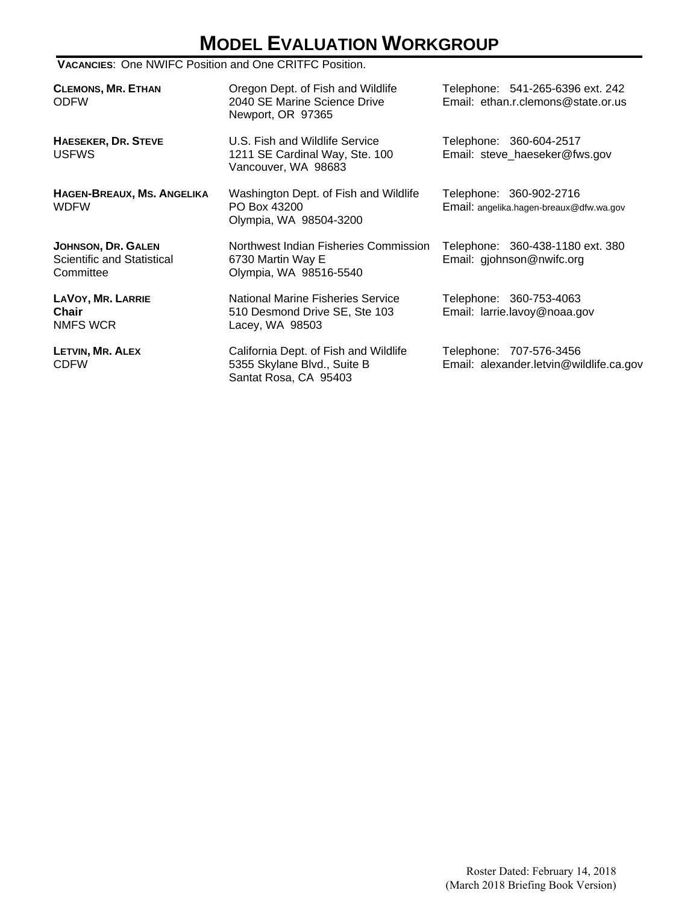# MODEL EVALUATION WORKGROUP

**VACANCIES**: One NWIFC Position and One CRITFC Position.

| Name | Address | Contact |
|---|---|---|
| **CLEMONS, MR. ETHAN**<br>ODFW | Oregon Dept. of Fish and Wildlife<br>2040 SE Marine Science Drive<br>Newport, OR 97365 | Telephone: 541-265-6396 ext. 242<br>Email: ethan.r.clemons@state.or.us |
| **HAESEKER, DR. STEVE**<br>USFWS | U.S. Fish and Wildlife Service<br>1211 SE Cardinal Way, Ste. 100<br>Vancouver, WA 98683 | Telephone: 360-604-2517<br>Email: steve_haeseker@fws.gov |
| **HAGEN-BREAUX, MS. ANGELIKA**<br>WDFW | Washington Dept. of Fish and Wildlife<br>PO Box 43200<br>Olympia, WA 98504-3200 | Telephone: 360-902-2716<br>Email: angelika.hagen-breaux@dfw.wa.gov |
| **JOHNSON, DR. GALEN**<br>Scientific and Statistical Committee | Northwest Indian Fisheries Commission<br>6730 Martin Way E<br>Olympia, WA 98516-5540 | Telephone: 360-438-1180 ext. 380<br>Email: gjohnson@nwifc.org |
| **LAVOY, MR. LARRIE**<br>**Chair**<br>NMFS WCR | National Marine Fisheries Service<br>510 Desmond Drive SE, Ste 103<br>Lacey, WA 98503 | Telephone: 360-753-4063<br>Email: larrie.lavoy@noaa.gov |
| **LETVIN, MR. ALEX**<br>CDFW | California Dept. of Fish and Wildlife<br>5355 Skylane Blvd., Suite B<br>Santat Rosa, CA 95403 | Telephone: 707-576-3456<br>Email: alexander.letvin@wildlife.ca.gov |

Roster Dated: February 14, 2018
(March 2018 Briefing Book Version)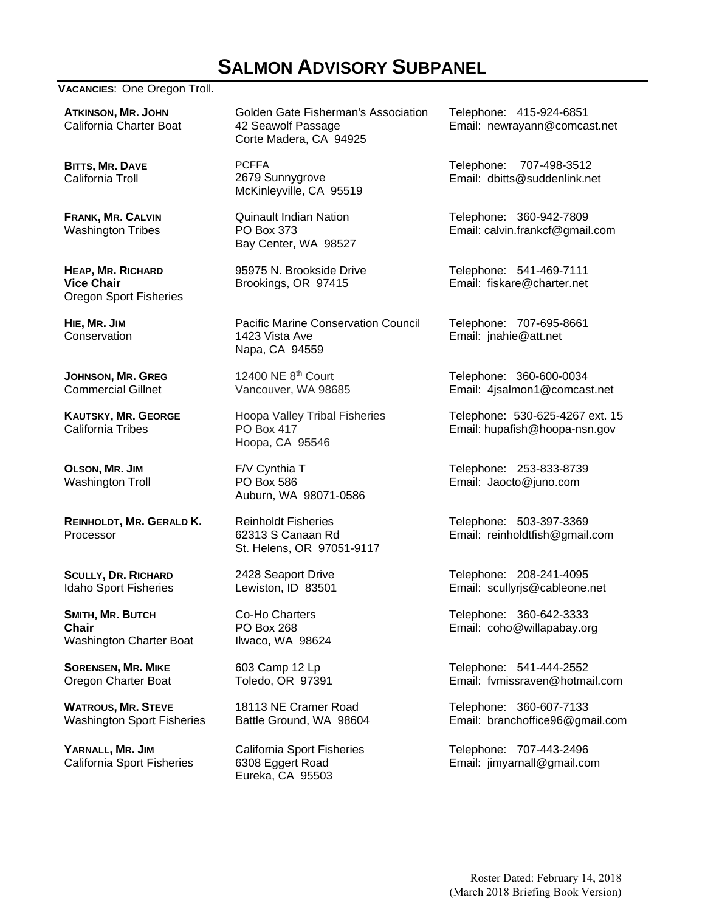# SALMON ADVISORY SUBPANEL

**VACANCIES**: One Oregon Troll.

| Name / Position | Address | Contact |
|---|---|---|
| **ATKINSON, MR. JOHN**<br>California Charter Boat | Golden Gate Fisherman's Association<br>42 Seawolf Passage<br>Corte Madera, CA 94925 | Telephone: 415-924-6851<br>Email: newrayann@comcast.net |
| **BITTS, MR. DAVE**<br>California Troll | PCFFA<br>2679 Sunnygrove<br>McKinleyville, CA 95519 | Telephone: 707-498-3512<br>Email: dbitts@suddenlink.net |
| **FRANK, MR. CALVIN**<br>Washington Tribes | Quinault Indian Nation<br>PO Box 373<br>Bay Center, WA 98527 | Telephone: 360-942-7809<br>Email: calvin.frankcf@gmail.com |
| **HEAP, MR. RICHARD**<br>**Vice Chair**<br>Oregon Sport Fisheries | 95975 N. Brookside Drive<br>Brookings, OR 97415 | Telephone: 541-469-7111<br>Email: fiskare@charter.net |
| **HIE, MR. JIM**<br>Conservation | Pacific Marine Conservation Council<br>1423 Vista Ave<br>Napa, CA 94559 | Telephone: 707-695-8661<br>Email: jnahie@att.net |
| **JOHNSON, MR. GREG**<br>Commercial Gillnet | 12400 NE 8th Court<br>Vancouver, WA 98685 | Telephone: 360-600-0034<br>Email: 4jsalmon1@comcast.net |
| **KAUTSKY, MR. GEORGE**<br>California Tribes | Hoopa Valley Tribal Fisheries<br>PO Box 417<br>Hoopa, CA 95546 | Telephone: 530-625-4267 ext. 15<br>Email: hupafish@hoopa-nsn.gov |
| **OLSON, MR. JIM**<br>Washington Troll | F/V Cynthia T<br>PO Box 586<br>Auburn, WA 98071-0586 | Telephone: 253-833-8739<br>Email: Jaocto@juno.com |
| **REINHOLDT, MR. GERALD K.**<br>Processor | Reinholdt Fisheries<br>62313 S Canaan Rd<br>St. Helens, OR 97051-9117 | Telephone: 503-397-3369<br>Email: reinholdtfish@gmail.com |
| **SCULLY, DR. RICHARD**<br>Idaho Sport Fisheries | 2428 Seaport Drive<br>Lewiston, ID 83501 | Telephone: 208-241-4095<br>Email: scullyrjs@cableone.net |
| **SMITH, MR. BUTCH**<br>**Chair**<br>Washington Charter Boat | Co-Ho Charters<br>PO Box 268<br>Ilwaco, WA 98624 | Telephone: 360-642-3333<br>Email: coho@willapabay.org |
| **SORENSEN, MR. MIKE**<br>Oregon Charter Boat | 603 Camp 12 Lp<br>Toledo, OR 97391 | Telephone: 541-444-2552<br>Email: fvmissraven@hotmail.com |
| **WATROUS, MR. STEVE**<br>Washington Sport Fisheries | 18113 NE Cramer Road<br>Battle Ground, WA 98604 | Telephone: 360-607-7133<br>Email: branchoffice96@gmail.com |
| **YARNALL, MR. JIM**<br>California Sport Fisheries | California Sport Fisheries<br>6308 Eggert Road<br>Eureka, CA 95503 | Telephone: 707-443-2496<br>Email: jimyarnall@gmail.com |

Roster Dated: February 14, 2018
(March 2018 Briefing Book Version)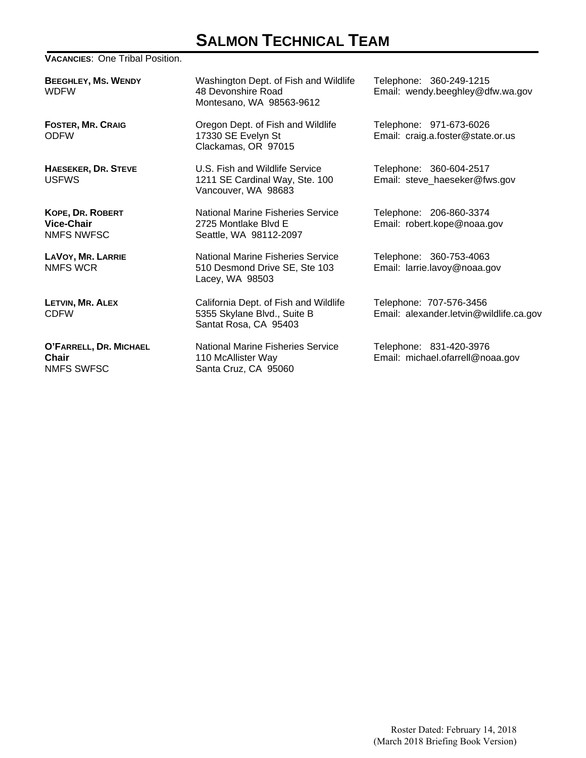# SALMON TECHNICAL TEAM

**VACANCIES**: One Tribal Position.

| | | |
|---|---|---|
| **BEEGHLEY, MS. WENDY**<br>WDFW | Washington Dept. of Fish and Wildlife<br>48 Devonshire Road<br>Montesano, WA 98563-9612 | Telephone: 360-249-1215<br>Email: wendy.beeghley@dfw.wa.gov |
| **FOSTER, MR. CRAIG**<br>ODFW | Oregon Dept. of Fish and Wildlife<br>17330 SE Evelyn St<br>Clackamas, OR 97015 | Telephone: 971-673-6026<br>Email: craig.a.foster@state.or.us |
| **HAESEKER, DR. STEVE**<br>USFWS | U.S. Fish and Wildlife Service<br>1211 SE Cardinal Way, Ste. 100<br>Vancouver, WA 98683 | Telephone: 360-604-2517<br>Email: steve_haeseker@fws.gov |
| **KOPE, DR. ROBERT**<br>**Vice-Chair**<br>NMFS NWFSC | National Marine Fisheries Service<br>2725 Montlake Blvd E<br>Seattle, WA 98112-2097 | Telephone: 206-860-3374<br>Email: robert.kope@noaa.gov |
| **LAVOY, MR. LARRIE**<br>NMFS WCR | National Marine Fisheries Service<br>510 Desmond Drive SE, Ste 103<br>Lacey, WA 98503 | Telephone: 360-753-4063<br>Email: larrie.lavoy@noaa.gov |
| **LETVIN, MR. ALEX**<br>CDFW | California Dept. of Fish and Wildlife<br>5355 Skylane Blvd., Suite B<br>Santat Rosa, CA 95403 | Telephone: 707-576-3456<br>Email: alexander.letvin@wildlife.ca.gov |
| **O'FARRELL, DR. MICHAEL**<br>**Chair**<br>NMFS SWFSC | National Marine Fisheries Service<br>110 McAllister Way<br>Santa Cruz, CA 95060 | Telephone: 831-420-3976<br>Email: michael.ofarrell@noaa.gov |

Roster Dated: February 14, 2018
(March 2018 Briefing Book Version)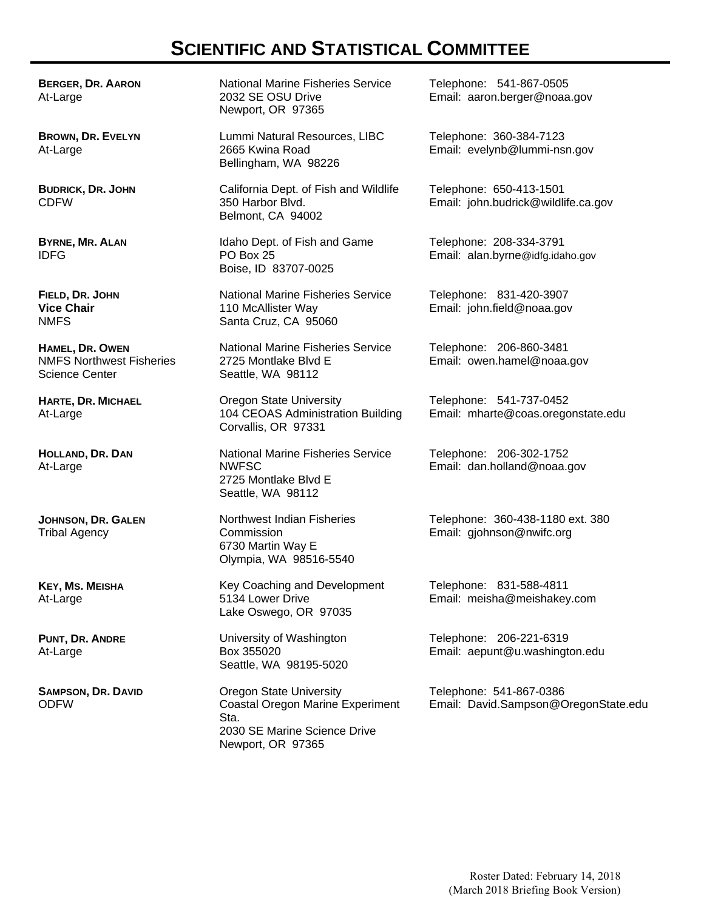# SCIENTIFIC AND STATISTICAL COMMITTEE

| | | |
|---|---|---|
| **BERGER, DR. AARON**<br>At-Large | National Marine Fisheries Service<br>2032 SE OSU Drive<br>Newport, OR 97365 | Telephone: 541-867-0505<br>Email: aaron.berger@noaa.gov |
| **BROWN, DR. EVELYN**<br>At-Large | Lummi Natural Resources, LIBC<br>2665 Kwina Road<br>Bellingham, WA 98226 | Telephone: 360-384-7123<br>Email: evelynb@lummi-nsn.gov |
| **BUDRICK, DR. JOHN**<br>CDFW | California Dept. of Fish and Wildlife<br>350 Harbor Blvd.<br>Belmont, CA 94002 | Telephone: 650-413-1501<br>Email: john.budrick@wildlife.ca.gov |
| **BYRNE, MR. ALAN**<br>IDFG | Idaho Dept. of Fish and Game<br>PO Box 25<br>Boise, ID 83707-0025 | Telephone: 208-334-3791<br>Email: alan.byrne@idfg.idaho.gov |
| **FIELD, DR. JOHN**<br>**Vice Chair**<br>NMFS | National Marine Fisheries Service<br>110 McAllister Way<br>Santa Cruz, CA 95060 | Telephone: 831-420-3907<br>Email: john.field@noaa.gov |
| **HAMEL, DR. OWEN**<br>NMFS Northwest Fisheries Science Center | National Marine Fisheries Service<br>2725 Montlake Blvd E<br>Seattle, WA 98112 | Telephone: 206-860-3481<br>Email: owen.hamel@noaa.gov |
| **HARTE, DR. MICHAEL**<br>At-Large | Oregon State University<br>104 CEOAS Administration Building<br>Corvallis, OR 97331 | Telephone: 541-737-0452<br>Email: mharte@coas.oregonstate.edu |
| **HOLLAND, DR. DAN**<br>At-Large | National Marine Fisheries Service<br>NWFSC<br>2725 Montlake Blvd E<br>Seattle, WA 98112 | Telephone: 206-302-1752<br>Email: dan.holland@noaa.gov |
| **JOHNSON, DR. GALEN**<br>Tribal Agency | Northwest Indian Fisheries Commission<br>6730 Martin Way E<br>Olympia, WA 98516-5540 | Telephone: 360-438-1180 ext. 380<br>Email: gjohnson@nwifc.org |
| **KEY, MS. MEISHA**<br>At-Large | Key Coaching and Development<br>5134 Lower Drive<br>Lake Oswego, OR 97035 | Telephone: 831-588-4811<br>Email: meisha@meishakey.com |
| **PUNT, DR. ANDRE**<br>At-Large | University of Washington<br>Box 355020<br>Seattle, WA 98195-5020 | Telephone: 206-221-6319<br>Email: aepunt@u.washington.edu |
| **SAMPSON, DR. DAVID**<br>ODFW | Oregon State University<br>Coastal Oregon Marine Experiment Sta.<br>2030 SE Marine Science Drive<br>Newport, OR 97365 | Telephone: 541-867-0386<br>Email: David.Sampson@OregonState.edu |

Roster Dated: February 14, 2018
(March 2018 Briefing Book Version)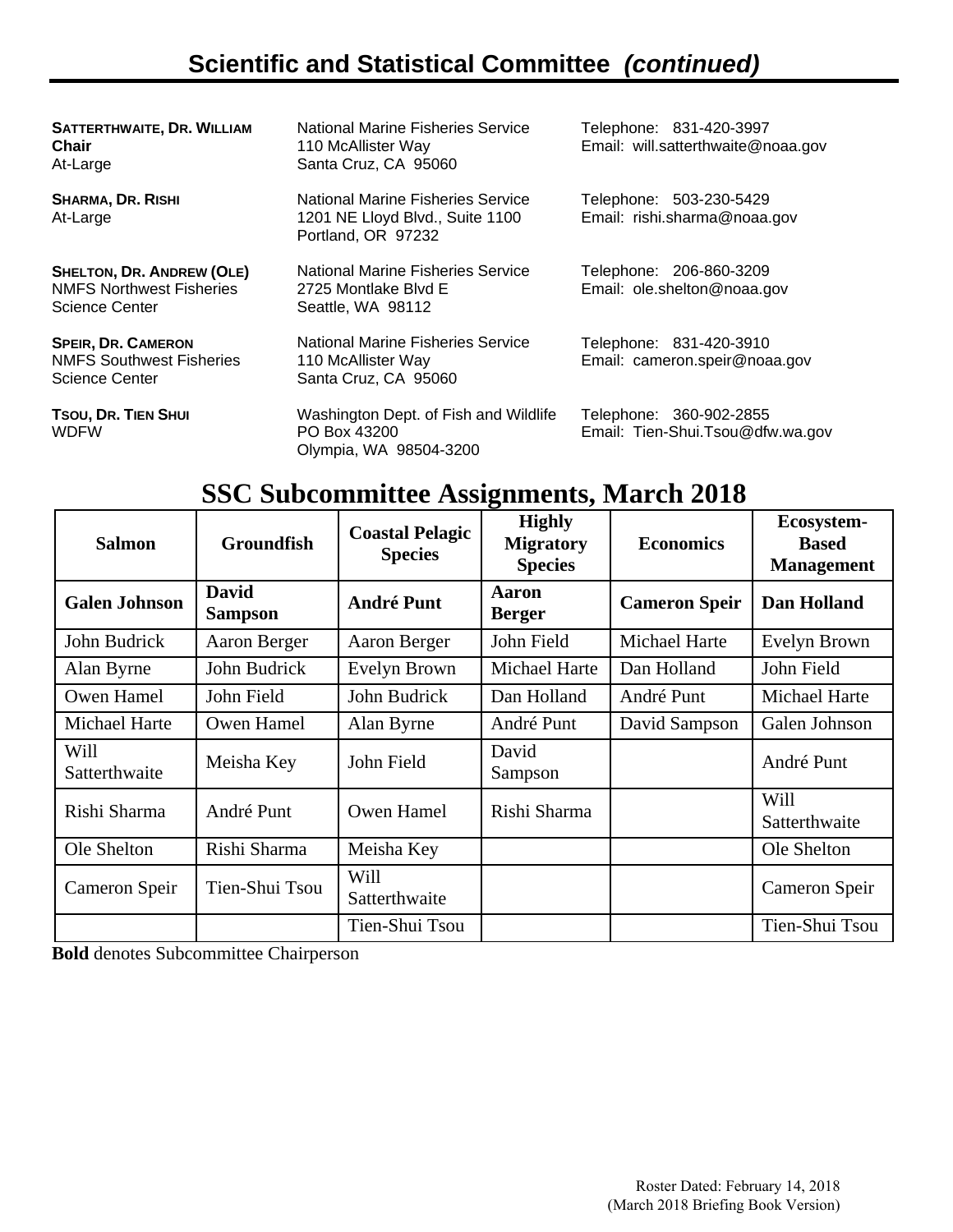## Scientific and Statistical Committee *(continued)*

**SATTERTHWAITE, DR. WILLIAM**
**Chair**
At-Large

National Marine Fisheries Service
110 McAllister Way
Santa Cruz, CA 95060

Telephone: 831-420-3997
Email: will.satterthwaite@noaa.gov

**SHARMA, DR. RISHI**
At-Large

National Marine Fisheries Service
1201 NE Lloyd Blvd., Suite 1100
Portland, OR 97232

Telephone: 503-230-5429
Email: rishi.sharma@noaa.gov

**SHELTON, DR. ANDREW (OLE)**
NMFS Northwest Fisheries Science Center

National Marine Fisheries Service
2725 Montlake Blvd E
Seattle, WA 98112

Telephone: 206-860-3209
Email: ole.shelton@noaa.gov

**SPEIR, DR. CAMERON**
NMFS Southwest Fisheries Science Center

National Marine Fisheries Service
110 McAllister Way
Santa Cruz, CA 95060

Telephone: 831-420-3910
Email: cameron.speir@noaa.gov

**TSOU, DR. TIEN SHUI**
WDFW

Washington Dept. of Fish and Wildlife
PO Box 43200
Olympia, WA 98504-3200

Telephone: 360-902-2855
Email: Tien-Shui.Tsou@dfw.wa.gov

# SSC Subcommittee Assignments, March 2018

| Salmon | Groundfish | Coastal Pelagic Species | Highly Migratory Species | Economics | Ecosystem-Based Management |
|---|---|---|---|---|---|
| **Galen Johnson** | **David Sampson** | **André Punt** | **Aaron Berger** | **Cameron Speir** | **Dan Holland** |
| John Budrick | Aaron Berger | Aaron Berger | John Field | Michael Harte | Evelyn Brown |
| Alan Byrne | John Budrick | Evelyn Brown | Michael Harte | Dan Holland | John Field |
| Owen Hamel | John Field | John Budrick | Dan Holland | André Punt | Michael Harte |
| Michael Harte | Owen Hamel | Alan Byrne | André Punt | David Sampson | Galen Johnson |
| Will Satterthwaite | Meisha Key | John Field | David Sampson | | André Punt |
| Rishi Sharma | André Punt | Owen Hamel | Rishi Sharma | | Will Satterthwaite |
| Ole Shelton | Rishi Sharma | Meisha Key | | | Ole Shelton |
| Cameron Speir | Tien-Shui Tsou | Will Satterthwaite | | | Cameron Speir |
| | | Tien-Shui Tsou | | | Tien-Shui Tsou |

**Bold** denotes Subcommittee Chairperson

Roster Dated: February 14, 2018
(March 2018 Briefing Book Version)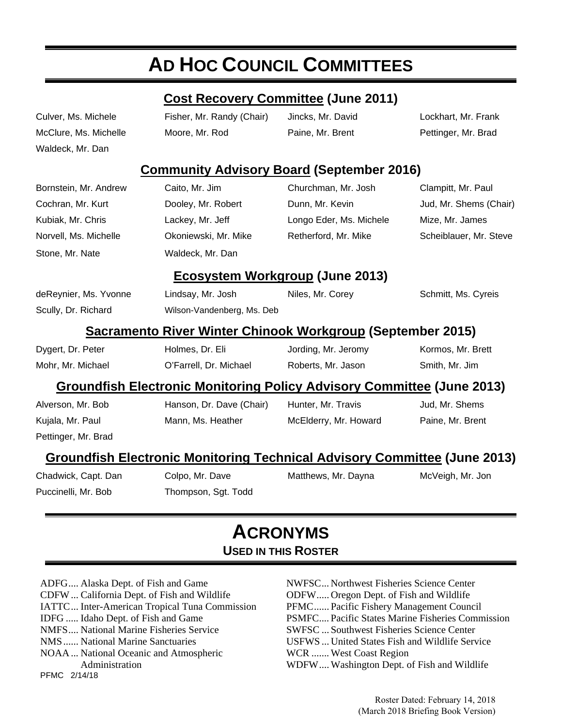# AD HOC COUNCIL COMMITTEES

## Cost Recovery Committee (June 2011)

Culver, Ms. Michele
Fisher, Mr. Randy (Chair)
Jincks, Mr. David
Lockhart, Mr. Frank
McClure, Ms. Michelle
Moore, Mr. Rod
Paine, Mr. Brent
Pettinger, Mr. Brad
Waldeck, Mr. Dan

## Community Advisory Board (September 2016)

Bornstein, Mr. Andrew
Caito, Mr. Jim
Churchman, Mr. Josh
Clampitt, Mr. Paul
Cochran, Mr. Kurt
Dooley, Mr. Robert
Dunn, Mr. Kevin
Jud, Mr. Shems (Chair)
Kubiak, Mr. Chris
Lackey, Mr. Jeff
Longo Eder, Ms. Michele
Mize, Mr. James
Norvell, Ms. Michelle
Okoniewski, Mr. Mike
Retherford, Mr. Mike
Scheiblauer, Mr. Steve
Stone, Mr. Nate
Waldeck, Mr. Dan

## Ecosystem Workgroup (June 2013)

deReynier, Ms. Yvonne
Lindsay, Mr. Josh
Niles, Mr. Corey
Schmitt, Ms. Cyreis
Scully, Dr. Richard
Wilson-Vandenberg, Ms. Deb

## Sacramento River Winter Chinook Workgroup (September 2015)

Dygert, Dr. Peter
Holmes, Dr. Eli
Jording, Mr. Jeromy
Kormos, Mr. Brett
Mohr, Mr. Michael
O'Farrell, Dr. Michael
Roberts, Mr. Jason
Smith, Mr. Jim

## Groundfish Electronic Monitoring Policy Advisory Committee (June 2013)

Alverson, Mr. Bob
Hanson, Dr. Dave (Chair)
Hunter, Mr. Travis
Jud, Mr. Shems
Kujala, Mr. Paul
Mann, Ms. Heather
McElderry, Mr. Howard
Paine, Mr. Brent
Pettinger, Mr. Brad

## Groundfish Electronic Monitoring Technical Advisory Committee (June 2013)

Chadwick, Capt. Dan
Colpo, Mr. Dave
Matthews, Mr. Dayna
McVeigh, Mr. Jon
Puccinelli, Mr. Bob
Thompson, Sgt. Todd

# ACRONYMS

## USED IN THIS ROSTER

ADFG.... Alaska Dept. of Fish and Game
CDFW... California Dept. of Fish and Wildlife
IATTC... Inter-American Tropical Tuna Commission
IDFG ..... Idaho Dept. of Fish and Game
NMFS.... National Marine Fisheries Service
NMS...... National Marine Sanctuaries
NOAA... National Oceanic and Atmospheric Administration
NWFSC... Northwest Fisheries Science Center
ODFW..... Oregon Dept. of Fish and Wildlife
PFMC...... Pacific Fishery Management Council
PSMFC.... Pacific States Marine Fisheries Commission
SWFSC ... Southwest Fisheries Science Center
USFWS ... United States Fish and Wildlife Service
WCR ....... West Coast Region
WDFW.... Washington Dept. of Fish and Wildlife

PFMC 2/14/18

Roster Dated: February 14, 2018
(March 2018 Briefing Book Version)